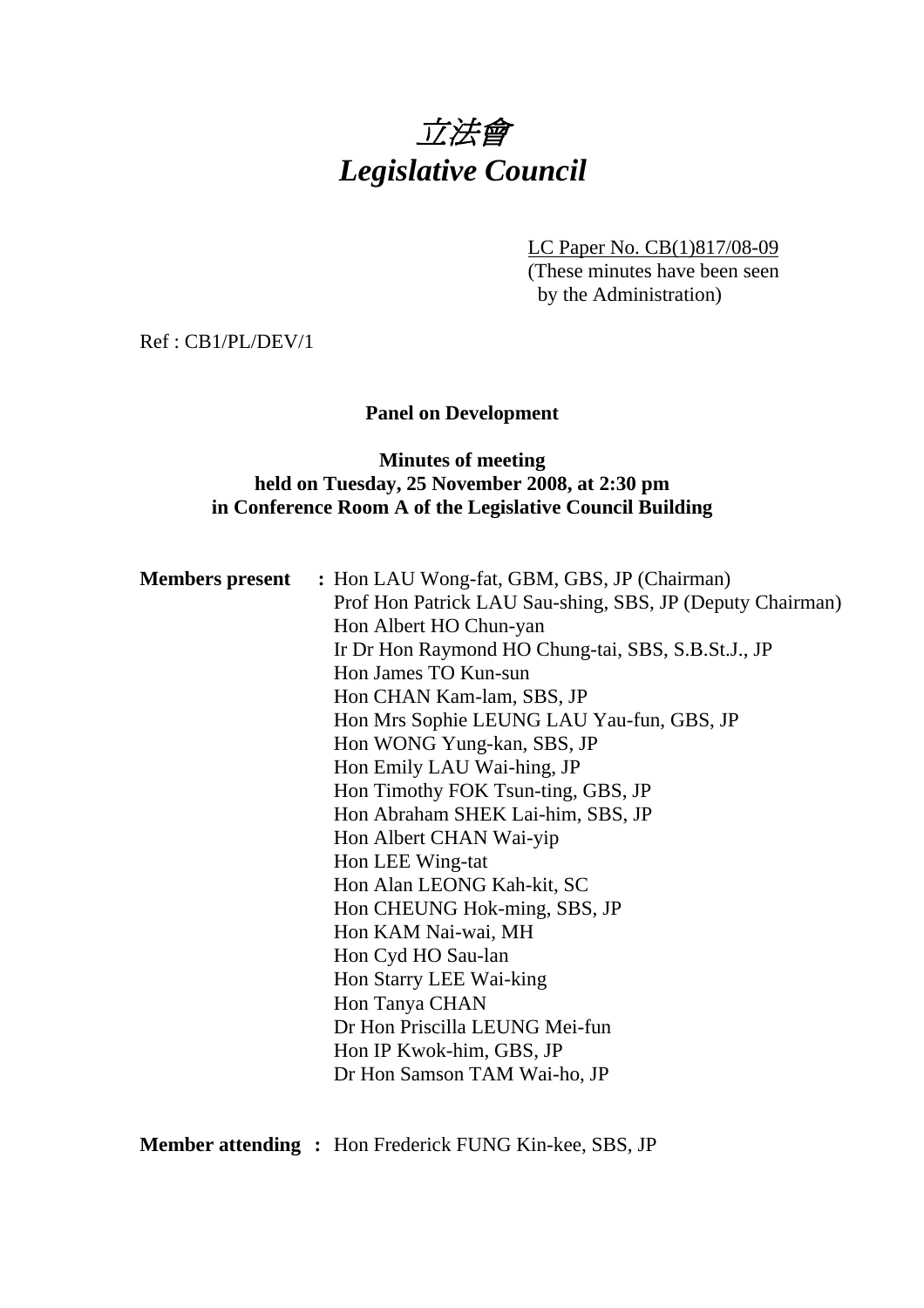# *立法會*
# *Legislative Council*

LC Paper No. CB(1)817/08-09
(These minutes have been seen by the Administration)

Ref : CB1/PL/DEV/1

**Panel on Development**

**Minutes of meeting held on Tuesday, 25 November 2008, at 2:30 pm in Conference Room A of the Legislative Council Building**

**Members present** : Hon LAU Wong-fat, GBM, GBS, JP (Chairman)
Prof Hon Patrick LAU Sau-shing, SBS, JP (Deputy Chairman)
Hon Albert HO Chun-yan
Ir Dr Hon Raymond HO Chung-tai, SBS, S.B.St.J., JP
Hon James TO Kun-sun
Hon CHAN Kam-lam, SBS, JP
Hon Mrs Sophie LEUNG LAU Yau-fun, GBS, JP
Hon WONG Yung-kan, SBS, JP
Hon Emily LAU Wai-hing, JP
Hon Timothy FOK Tsun-ting, GBS, JP
Hon Abraham SHEK Lai-him, SBS, JP
Hon Albert CHAN Wai-yip
Hon LEE Wing-tat
Hon Alan LEONG Kah-kit, SC
Hon CHEUNG Hok-ming, SBS, JP
Hon KAM Nai-wai, MH
Hon Cyd HO Sau-lan
Hon Starry LEE Wai-king
Hon Tanya CHAN
Dr Hon Priscilla LEUNG Mei-fun
Hon IP Kwok-him, GBS, JP
Dr Hon Samson TAM Wai-ho, JP

**Member attending** : Hon Frederick FUNG Kin-kee, SBS, JP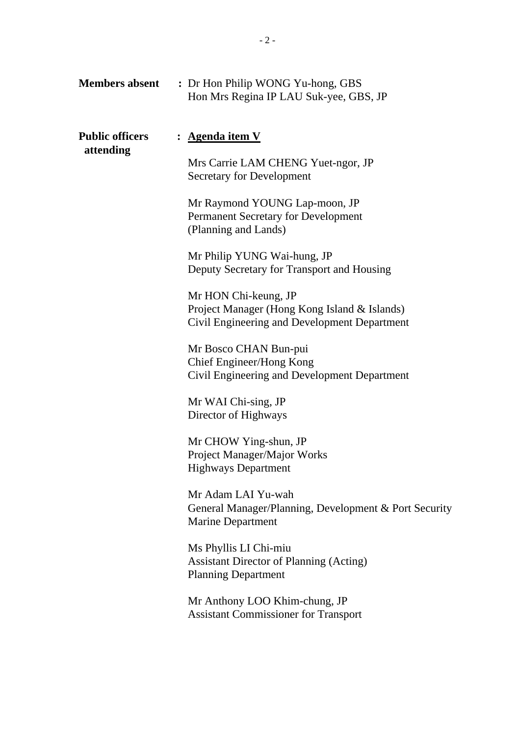**Members absent** : Dr Hon Philip WONG Yu-hong, GBS
Hon Mrs Regina IP LAU Suk-yee, GBS, JP

**Public officers attending** : <u>**Agenda item V**</u>

Mrs Carrie LAM CHENG Yuet-ngor, JP
Secretary for Development

Mr Raymond YOUNG Lap-moon, JP
Permanent Secretary for Development
(Planning and Lands)

Mr Philip YUNG Wai-hung, JP
Deputy Secretary for Transport and Housing

Mr HON Chi-keung, JP
Project Manager (Hong Kong Island & Islands)
Civil Engineering and Development Department

Mr Bosco CHAN Bun-pui
Chief Engineer/Hong Kong
Civil Engineering and Development Department

Mr WAI Chi-sing, JP
Director of Highways

Mr CHOW Ying-shun, JP
Project Manager/Major Works
Highways Department

Mr Adam LAI Yu-wah
General Manager/Planning, Development & Port Security
Marine Department

Ms Phyllis LI Chi-miu
Assistant Director of Planning (Acting)
Planning Department

Mr Anthony LOO Khim-chung, JP
Assistant Commissioner for Transport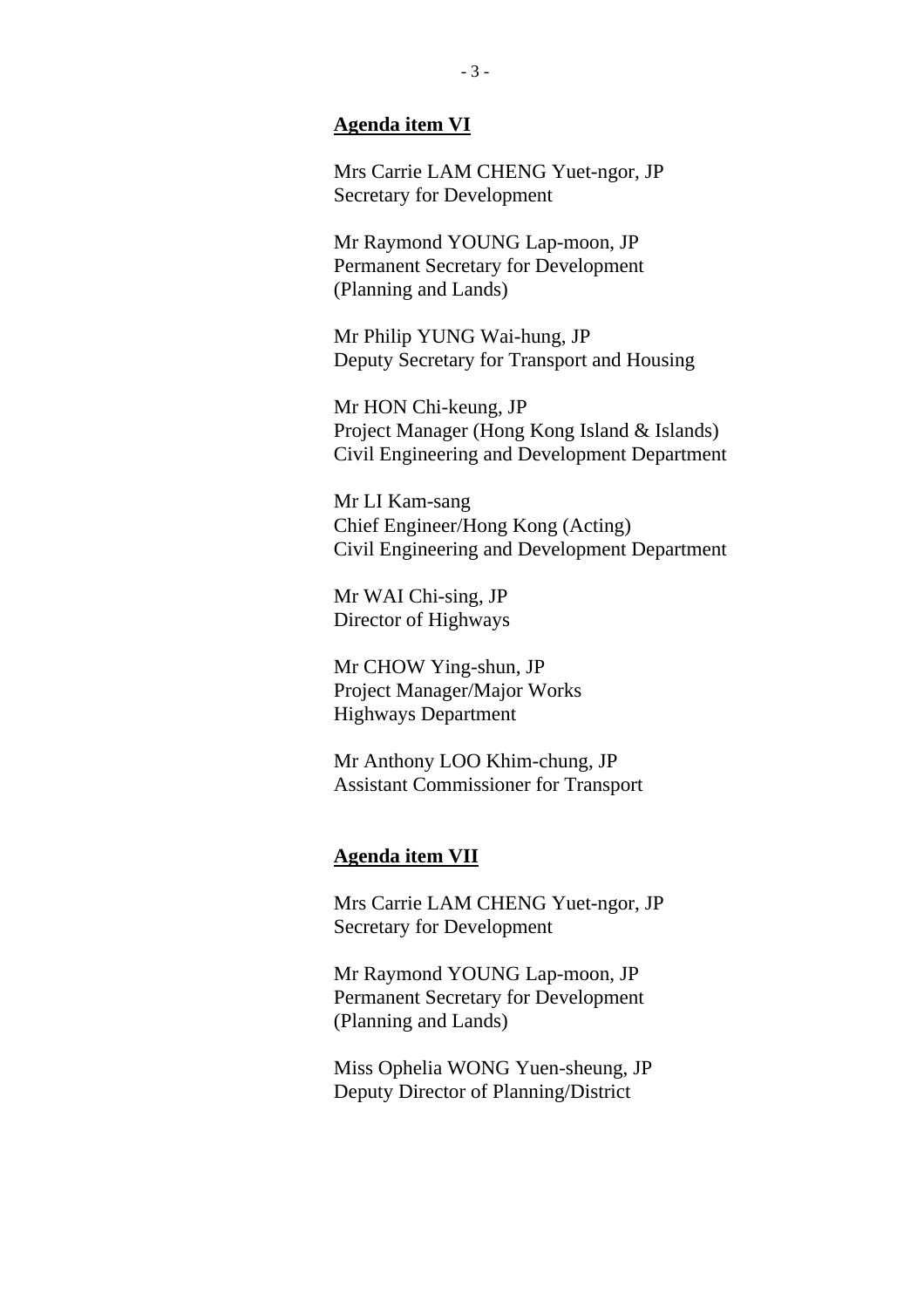**Agenda item VI**

Mrs Carrie LAM CHENG Yuet-ngor, JP
Secretary for Development

Mr Raymond YOUNG Lap-moon, JP
Permanent Secretary for Development
(Planning and Lands)

Mr Philip YUNG Wai-hung, JP
Deputy Secretary for Transport and Housing

Mr HON Chi-keung, JP
Project Manager (Hong Kong Island & Islands)
Civil Engineering and Development Department

Mr LI Kam-sang
Chief Engineer/Hong Kong (Acting)
Civil Engineering and Development Department

Mr WAI Chi-sing, JP
Director of Highways

Mr CHOW Ying-shun, JP
Project Manager/Major Works
Highways Department

Mr Anthony LOO Khim-chung, JP
Assistant Commissioner for Transport

**Agenda item VII**

Mrs Carrie LAM CHENG Yuet-ngor, JP
Secretary for Development

Mr Raymond YOUNG Lap-moon, JP
Permanent Secretary for Development
(Planning and Lands)

Miss Ophelia WONG Yuen-sheung, JP
Deputy Director of Planning/District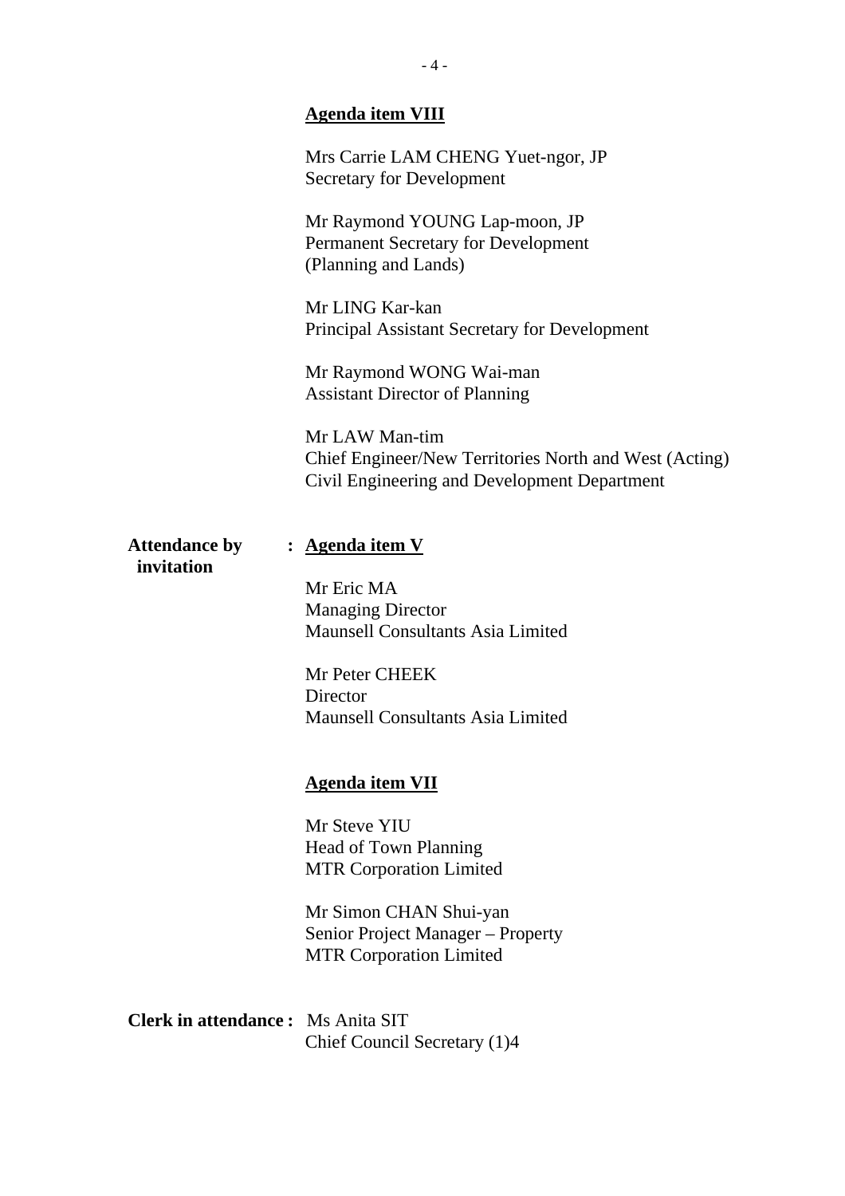**Agenda item VIII**

Mrs Carrie LAM CHENG Yuet-ngor, JP
Secretary for Development

Mr Raymond YOUNG Lap-moon, JP
Permanent Secretary for Development
(Planning and Lands)

Mr LING Kar-kan
Principal Assistant Secretary for Development

Mr Raymond WONG Wai-man
Assistant Director of Planning

Mr LAW Man-tim
Chief Engineer/New Territories North and West (Acting)
Civil Engineering and Development Department

**Attendance by invitation** : **Agenda item V**

Mr Eric MA
Managing Director
Maunsell Consultants Asia Limited

Mr Peter CHEEK
Director
Maunsell Consultants Asia Limited

**Agenda item VII**

Mr Steve YIU
Head of Town Planning
MTR Corporation Limited

Mr Simon CHAN Shui-yan
Senior Project Manager – Property
MTR Corporation Limited

**Clerk in attendance :** Ms Anita SIT
Chief Council Secretary (1)4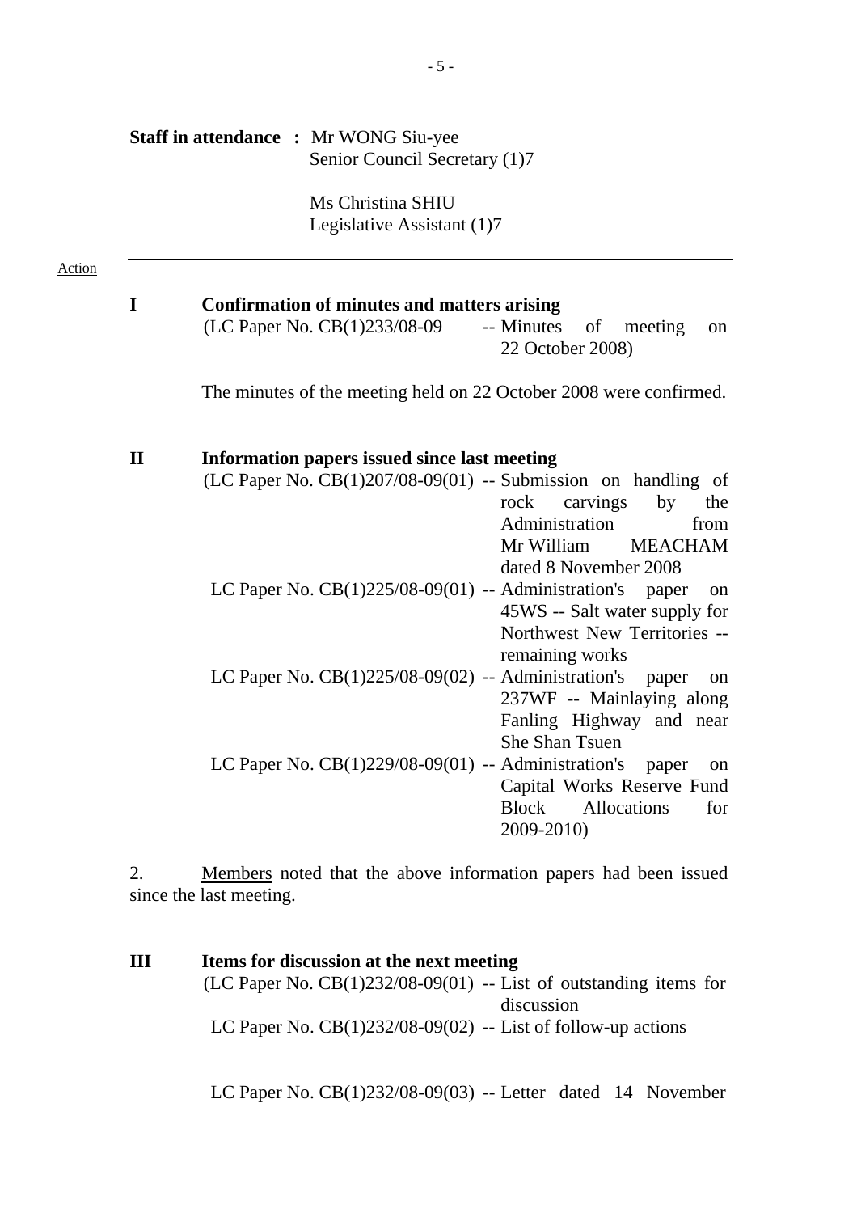**Staff in attendance :** Mr WONG Siu-yee
Senior Council Secretary (1)7

Ms Christina SHIU
Legislative Assistant (1)7

---

Action

**I Confirmation of minutes and matters arising**

(LC Paper No. CB(1)233/08-09 -- Minutes of meeting on 22 October 2008)

The minutes of the meeting held on 22 October 2008 were confirmed.

**II Information papers issued since last meeting**

(LC Paper No. CB(1)207/08-09(01) -- Submission on handling of rock carvings by the Administration from Mr William MEACHAM dated 8 November 2008

LC Paper No. CB(1)225/08-09(01) -- Administration's paper on 45WS -- Salt water supply for Northwest New Territories -- remaining works

LC Paper No. CB(1)225/08-09(02) -- Administration's paper on 237WF -- Mainlaying along Fanling Highway and near She Shan Tsuen

LC Paper No. CB(1)229/08-09(01) -- Administration's paper on Capital Works Reserve Fund Block Allocations for 2009-2010)

2. Members noted that the above information papers had been issued since the last meeting.

**III Items for discussion at the next meeting**

(LC Paper No. CB(1)232/08-09(01) -- List of outstanding items for discussion

LC Paper No. CB(1)232/08-09(02) -- List of follow-up actions

LC Paper No. CB(1)232/08-09(03) -- Letter dated 14 November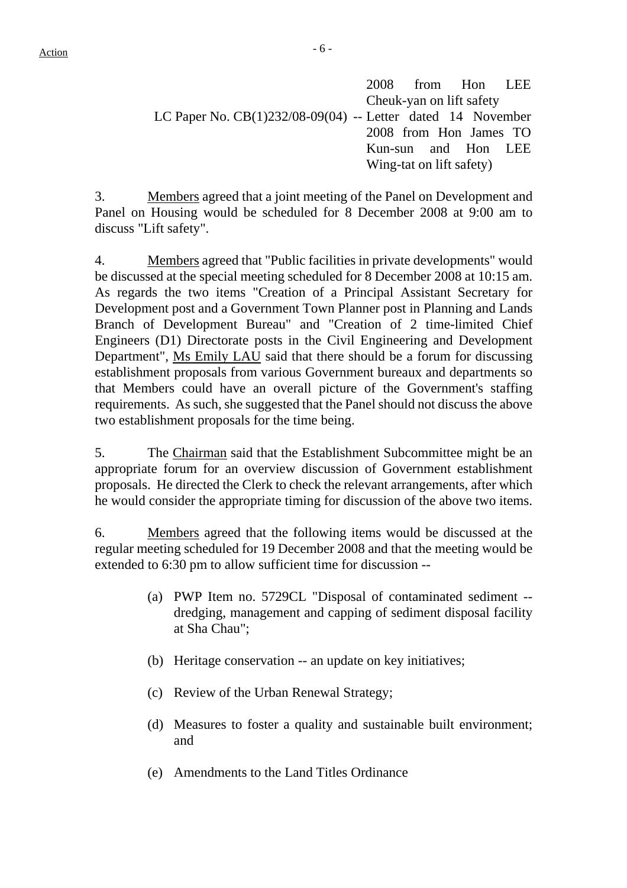2008 from Hon LEE Cheuk-yan on lift safety

LC Paper No. CB(1)232/08-09(04) -- Letter dated 14 November 2008 from Hon James TO Kun-sun and Hon LEE Wing-tat on lift safety)

3. Members agreed that a joint meeting of the Panel on Development and Panel on Housing would be scheduled for 8 December 2008 at 9:00 am to discuss "Lift safety".

4. Members agreed that "Public facilities in private developments" would be discussed at the special meeting scheduled for 8 December 2008 at 10:15 am. As regards the two items "Creation of a Principal Assistant Secretary for Development post and a Government Town Planner post in Planning and Lands Branch of Development Bureau" and "Creation of 2 time-limited Chief Engineers (D1) Directorate posts in the Civil Engineering and Development Department", Ms Emily LAU said that there should be a forum for discussing establishment proposals from various Government bureaux and departments so that Members could have an overall picture of the Government's staffing requirements. As such, she suggested that the Panel should not discuss the above two establishment proposals for the time being.

5. The Chairman said that the Establishment Subcommittee might be an appropriate forum for an overview discussion of Government establishment proposals. He directed the Clerk to check the relevant arrangements, after which he would consider the appropriate timing for discussion of the above two items.

6. Members agreed that the following items would be discussed at the regular meeting scheduled for 19 December 2008 and that the meeting would be extended to 6:30 pm to allow sufficient time for discussion --

(a) PWP Item no. 5729CL "Disposal of contaminated sediment -- dredging, management and capping of sediment disposal facility at Sha Chau";

(b) Heritage conservation -- an update on key initiatives;

(c) Review of the Urban Renewal Strategy;

(d) Measures to foster a quality and sustainable built environment; and

(e) Amendments to the Land Titles Ordinance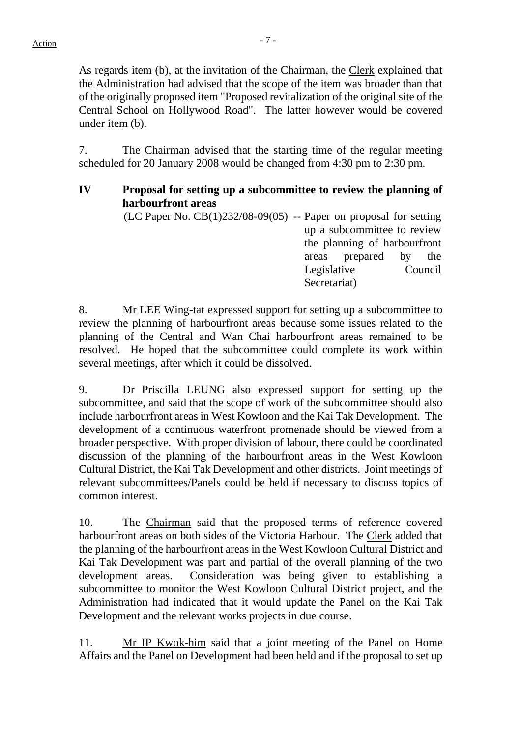As regards item (b), at the invitation of the Chairman, the Clerk explained that the Administration had advised that the scope of the item was broader than that of the originally proposed item "Proposed revitalization of the original site of the Central School on Hollywood Road". The latter however would be covered under item (b).

7. The Chairman advised that the starting time of the regular meeting scheduled for 20 January 2008 would be changed from 4:30 pm to 2:30 pm.

**IV Proposal for setting up a subcommittee to review the planning of harbourfront areas**

(LC Paper No. CB(1)232/08-09(05) -- Paper on proposal for setting up a subcommittee to review the planning of harbourfront areas prepared by the Legislative Council Secretariat)

8. Mr LEE Wing-tat expressed support for setting up a subcommittee to review the planning of harbourfront areas because some issues related to the planning of the Central and Wan Chai harbourfront areas remained to be resolved. He hoped that the subcommittee could complete its work within several meetings, after which it could be dissolved.

9. Dr Priscilla LEUNG also expressed support for setting up the subcommittee, and said that the scope of work of the subcommittee should also include harbourfront areas in West Kowloon and the Kai Tak Development. The development of a continuous waterfront promenade should be viewed from a broader perspective. With proper division of labour, there could be coordinated discussion of the planning of the harbourfront areas in the West Kowloon Cultural District, the Kai Tak Development and other districts. Joint meetings of relevant subcommittees/Panels could be held if necessary to discuss topics of common interest.

10. The Chairman said that the proposed terms of reference covered harbourfront areas on both sides of the Victoria Harbour. The Clerk added that the planning of the harbourfront areas in the West Kowloon Cultural District and Kai Tak Development was part and partial of the overall planning of the two development areas. Consideration was being given to establishing a subcommittee to monitor the West Kowloon Cultural District project, and the Administration had indicated that it would update the Panel on the Kai Tak Development and the relevant works projects in due course.

11. Mr IP Kwok-him said that a joint meeting of the Panel on Home Affairs and the Panel on Development had been held and if the proposal to set up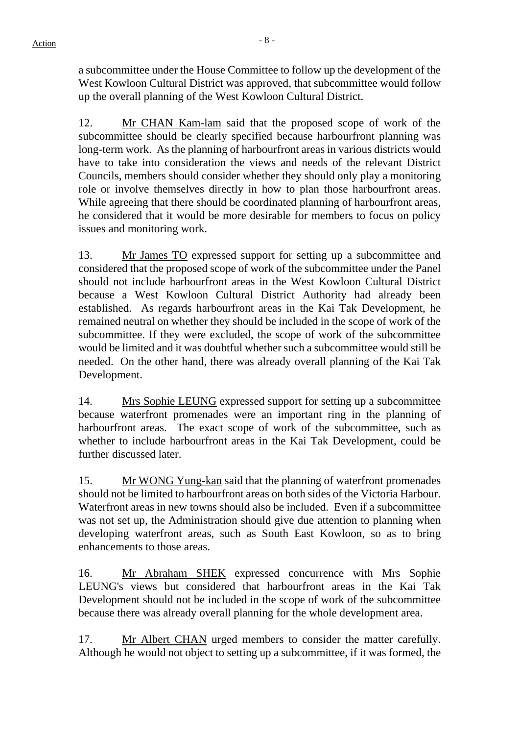a subcommittee under the House Committee to follow up the development of the West Kowloon Cultural District was approved, that subcommittee would follow up the overall planning of the West Kowloon Cultural District.

12. Mr CHAN Kam-lam said that the proposed scope of work of the subcommittee should be clearly specified because harbourfront planning was long-term work. As the planning of harbourfront areas in various districts would have to take into consideration the views and needs of the relevant District Councils, members should consider whether they should only play a monitoring role or involve themselves directly in how to plan those harbourfront areas. While agreeing that there should be coordinated planning of harbourfront areas, he considered that it would be more desirable for members to focus on policy issues and monitoring work.

13. Mr James TO expressed support for setting up a subcommittee and considered that the proposed scope of work of the subcommittee under the Panel should not include harbourfront areas in the West Kowloon Cultural District because a West Kowloon Cultural District Authority had already been established. As regards harbourfront areas in the Kai Tak Development, he remained neutral on whether they should be included in the scope of work of the subcommittee. If they were excluded, the scope of work of the subcommittee would be limited and it was doubtful whether such a subcommittee would still be needed. On the other hand, there was already overall planning of the Kai Tak Development.

14. Mrs Sophie LEUNG expressed support for setting up a subcommittee because waterfront promenades were an important ring in the planning of harbourfront areas. The exact scope of work of the subcommittee, such as whether to include harbourfront areas in the Kai Tak Development, could be further discussed later.

15. Mr WONG Yung-kan said that the planning of waterfront promenades should not be limited to harbourfront areas on both sides of the Victoria Harbour. Waterfront areas in new towns should also be included. Even if a subcommittee was not set up, the Administration should give due attention to planning when developing waterfront areas, such as South East Kowloon, so as to bring enhancements to those areas.

16. Mr Abraham SHEK expressed concurrence with Mrs Sophie LEUNG's views but considered that harbourfront areas in the Kai Tak Development should not be included in the scope of work of the subcommittee because there was already overall planning for the whole development area.

17. Mr Albert CHAN urged members to consider the matter carefully. Although he would not object to setting up a subcommittee, if it was formed, the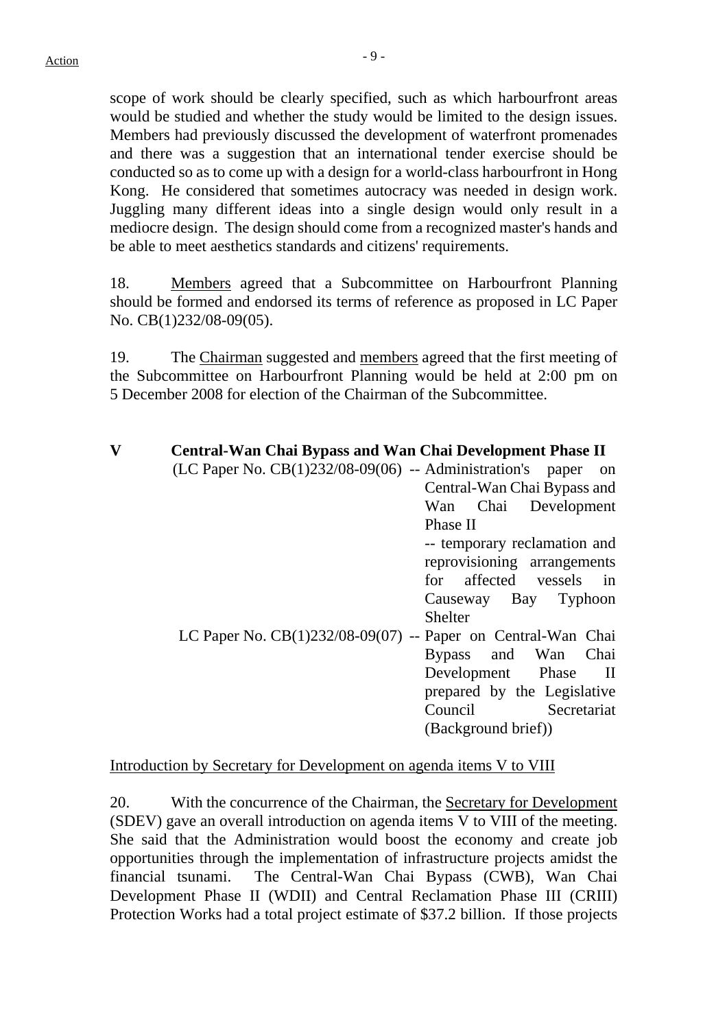scope of work should be clearly specified, such as which harbourfront areas would be studied and whether the study would be limited to the design issues. Members had previously discussed the development of waterfront promenades and there was a suggestion that an international tender exercise should be conducted so as to come up with a design for a world-class harbourfront in Hong Kong. He considered that sometimes autocracy was needed in design work. Juggling many different ideas into a single design would only result in a mediocre design. The design should come from a recognized master's hands and be able to meet aesthetics standards and citizens' requirements.

18. Members agreed that a Subcommittee on Harbourfront Planning should be formed and endorsed its terms of reference as proposed in LC Paper No. CB(1)232/08-09(05).

19. The Chairman suggested and members agreed that the first meeting of the Subcommittee on Harbourfront Planning would be held at 2:00 pm on 5 December 2008 for election of the Chairman of the Subcommittee.

## V Central-Wan Chai Bypass and Wan Chai Development Phase II

(LC Paper No. CB(1)232/08-09(06) -- Administration's paper on Central-Wan Chai Bypass and Wan Chai Development Phase II -- temporary reclamation and reprovisioning arrangements for affected vessels in Causeway Bay Typhoon Shelter

LC Paper No. CB(1)232/08-09(07) -- Paper on Central-Wan Chai Bypass and Wan Chai Development Phase II prepared by the Legislative Council Secretariat (Background brief))

Introduction by Secretary for Development on agenda items V to VIII

20. With the concurrence of the Chairman, the Secretary for Development (SDEV) gave an overall introduction on agenda items V to VIII of the meeting. She said that the Administration would boost the economy and create job opportunities through the implementation of infrastructure projects amidst the financial tsunami. The Central-Wan Chai Bypass (CWB), Wan Chai Development Phase II (WDII) and Central Reclamation Phase III (CRIII) Protection Works had a total project estimate of $37.2 billion. If those projects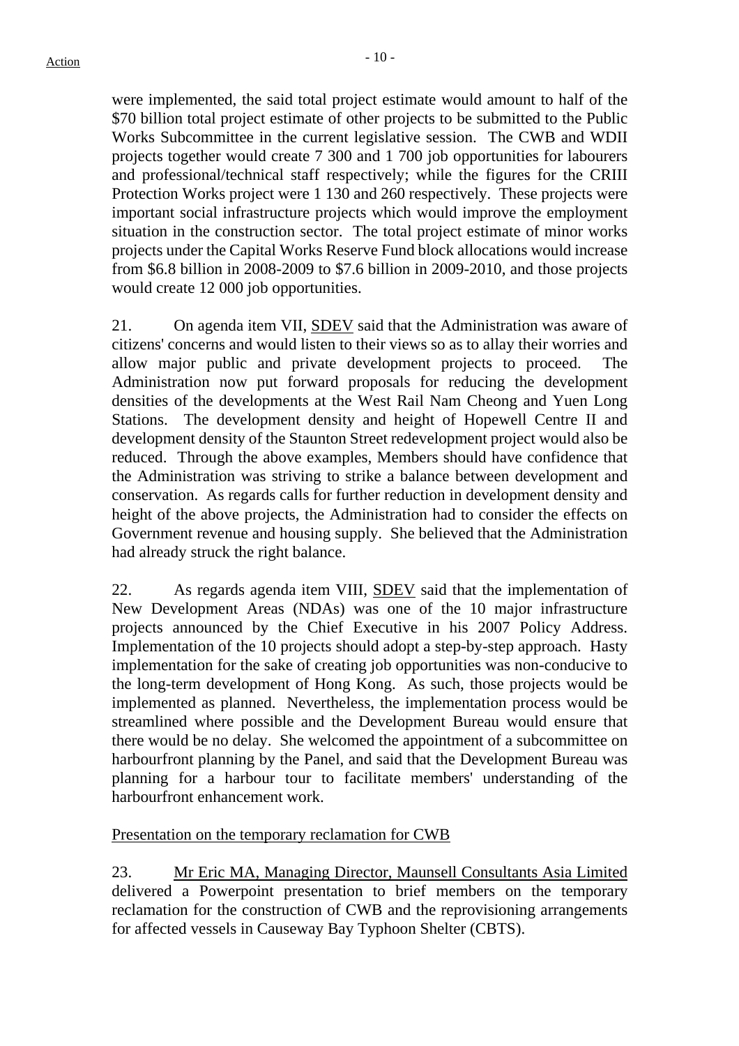were implemented, the said total project estimate would amount to half of the $70 billion total project estimate of other projects to be submitted to the Public Works Subcommittee in the current legislative session. The CWB and WDII projects together would create 7 300 and 1 700 job opportunities for labourers and professional/technical staff respectively; while the figures for the CRIII Protection Works project were 1 130 and 260 respectively. These projects were important social infrastructure projects which would improve the employment situation in the construction sector. The total project estimate of minor works projects under the Capital Works Reserve Fund block allocations would increase from $6.8 billion in 2008-2009 to $7.6 billion in 2009-2010, and those projects would create 12 000 job opportunities.

21. On agenda item VII, SDEV said that the Administration was aware of citizens' concerns and would listen to their views so as to allay their worries and allow major public and private development projects to proceed. The Administration now put forward proposals for reducing the development densities of the developments at the West Rail Nam Cheong and Yuen Long Stations. The development density and height of Hopewell Centre II and development density of the Staunton Street redevelopment project would also be reduced. Through the above examples, Members should have confidence that the Administration was striving to strike a balance between development and conservation. As regards calls for further reduction in development density and height of the above projects, the Administration had to consider the effects on Government revenue and housing supply. She believed that the Administration had already struck the right balance.

22. As regards agenda item VIII, SDEV said that the implementation of New Development Areas (NDAs) was one of the 10 major infrastructure projects announced by the Chief Executive in his 2007 Policy Address. Implementation of the 10 projects should adopt a step-by-step approach. Hasty implementation for the sake of creating job opportunities was non-conducive to the long-term development of Hong Kong. As such, those projects would be implemented as planned. Nevertheless, the implementation process would be streamlined where possible and the Development Bureau would ensure that there would be no delay. She welcomed the appointment of a subcommittee on harbourfront planning by the Panel, and said that the Development Bureau was planning for a harbour tour to facilitate members' understanding of the harbourfront enhancement work.

Presentation on the temporary reclamation for CWB

23. Mr Eric MA, Managing Director, Maunsell Consultants Asia Limited delivered a Powerpoint presentation to brief members on the temporary reclamation for the construction of CWB and the reprovisioning arrangements for affected vessels in Causeway Bay Typhoon Shelter (CBTS).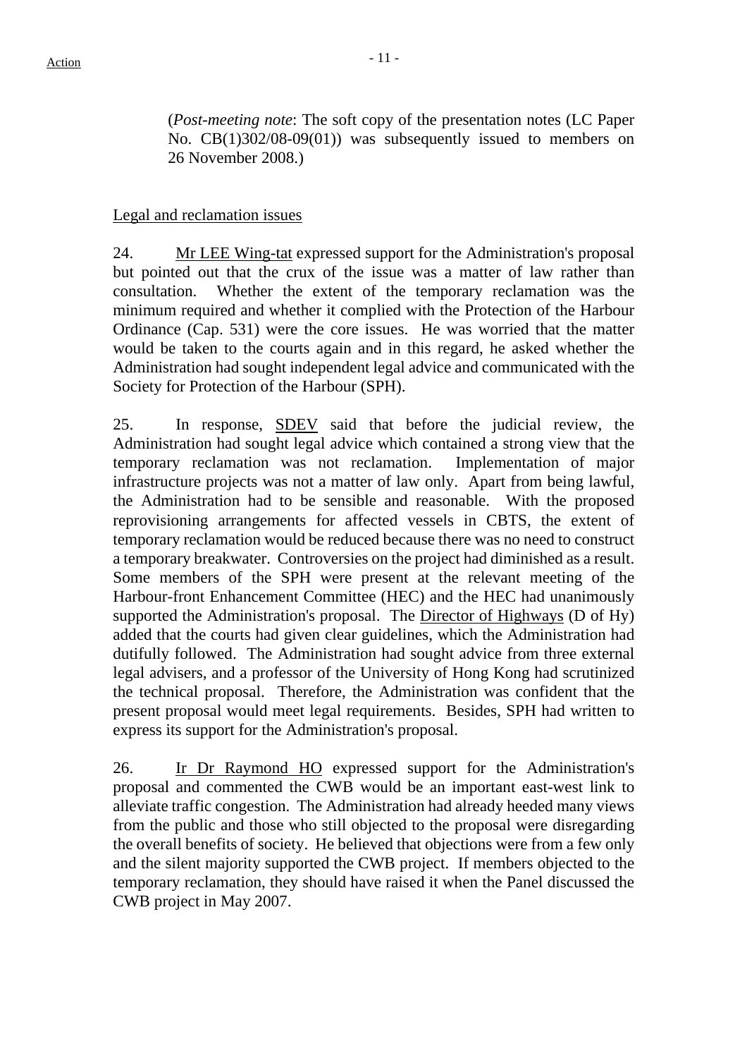(*Post-meeting note*: The soft copy of the presentation notes (LC Paper No. CB(1)302/08-09(01)) was subsequently issued to members on 26 November 2008.)

Legal and reclamation issues

24. Mr LEE Wing-tat expressed support for the Administration's proposal but pointed out that the crux of the issue was a matter of law rather than consultation. Whether the extent of the temporary reclamation was the minimum required and whether it complied with the Protection of the Harbour Ordinance (Cap. 531) were the core issues. He was worried that the matter would be taken to the courts again and in this regard, he asked whether the Administration had sought independent legal advice and communicated with the Society for Protection of the Harbour (SPH).

25. In response, SDEV said that before the judicial review, the Administration had sought legal advice which contained a strong view that the temporary reclamation was not reclamation. Implementation of major infrastructure projects was not a matter of law only. Apart from being lawful, the Administration had to be sensible and reasonable. With the proposed reprovisioning arrangements for affected vessels in CBTS, the extent of temporary reclamation would be reduced because there was no need to construct a temporary breakwater. Controversies on the project had diminished as a result. Some members of the SPH were present at the relevant meeting of the Harbour-front Enhancement Committee (HEC) and the HEC had unanimously supported the Administration's proposal. The Director of Highways (D of Hy) added that the courts had given clear guidelines, which the Administration had dutifully followed. The Administration had sought advice from three external legal advisers, and a professor of the University of Hong Kong had scrutinized the technical proposal. Therefore, the Administration was confident that the present proposal would meet legal requirements. Besides, SPH had written to express its support for the Administration's proposal.

26. Ir Dr Raymond HO expressed support for the Administration's proposal and commented the CWB would be an important east-west link to alleviate traffic congestion. The Administration had already heeded many views from the public and those who still objected to the proposal were disregarding the overall benefits of society. He believed that objections were from a few only and the silent majority supported the CWB project. If members objected to the temporary reclamation, they should have raised it when the Panel discussed the CWB project in May 2007.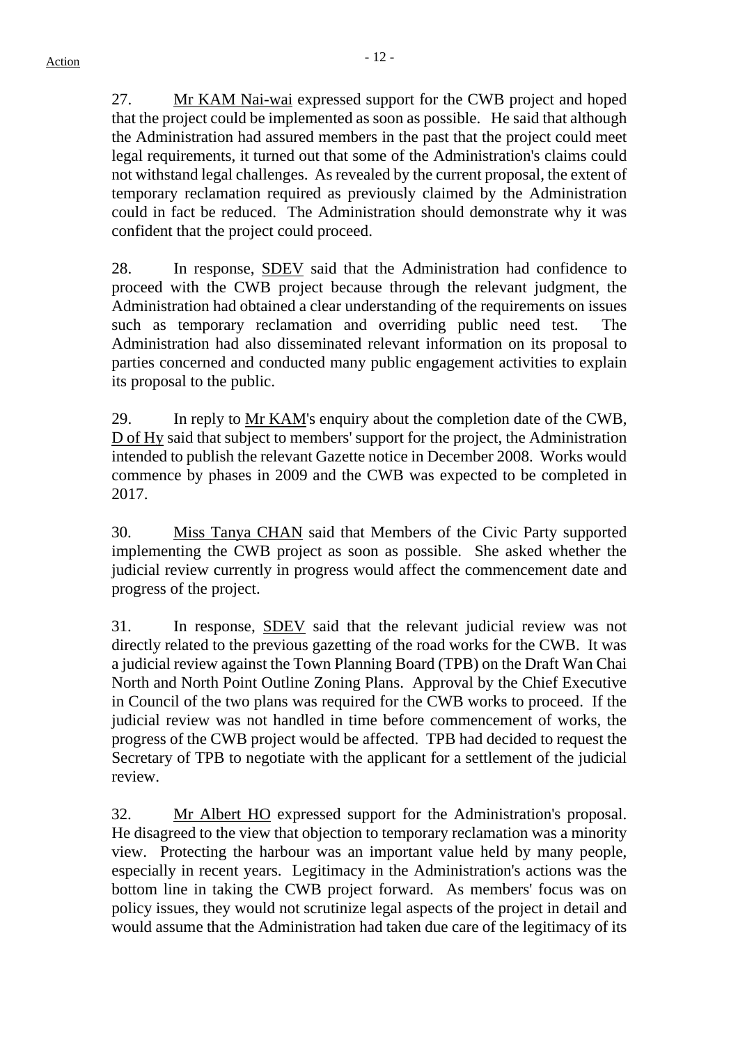27. Mr KAM Nai-wai expressed support for the CWB project and hoped that the project could be implemented as soon as possible. He said that although the Administration had assured members in the past that the project could meet legal requirements, it turned out that some of the Administration's claims could not withstand legal challenges. As revealed by the current proposal, the extent of temporary reclamation required as previously claimed by the Administration could in fact be reduced. The Administration should demonstrate why it was confident that the project could proceed.

28. In response, SDEV said that the Administration had confidence to proceed with the CWB project because through the relevant judgment, the Administration had obtained a clear understanding of the requirements on issues such as temporary reclamation and overriding public need test. The Administration had also disseminated relevant information on its proposal to parties concerned and conducted many public engagement activities to explain its proposal to the public.

29. In reply to Mr KAM's enquiry about the completion date of the CWB, D of Hy said that subject to members' support for the project, the Administration intended to publish the relevant Gazette notice in December 2008. Works would commence by phases in 2009 and the CWB was expected to be completed in 2017.

30. Miss Tanya CHAN said that Members of the Civic Party supported implementing the CWB project as soon as possible. She asked whether the judicial review currently in progress would affect the commencement date and progress of the project.

31. In response, SDEV said that the relevant judicial review was not directly related to the previous gazetting of the road works for the CWB. It was a judicial review against the Town Planning Board (TPB) on the Draft Wan Chai North and North Point Outline Zoning Plans. Approval by the Chief Executive in Council of the two plans was required for the CWB works to proceed. If the judicial review was not handled in time before commencement of works, the progress of the CWB project would be affected. TPB had decided to request the Secretary of TPB to negotiate with the applicant for a settlement of the judicial review.

32. Mr Albert HO expressed support for the Administration's proposal. He disagreed to the view that objection to temporary reclamation was a minority view. Protecting the harbour was an important value held by many people, especially in recent years. Legitimacy in the Administration's actions was the bottom line in taking the CWB project forward. As members' focus was on policy issues, they would not scrutinize legal aspects of the project in detail and would assume that the Administration had taken due care of the legitimacy of its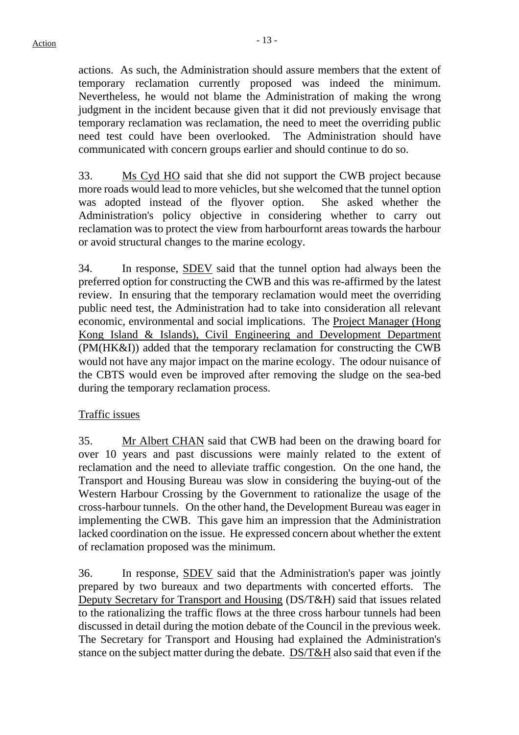actions. As such, the Administration should assure members that the extent of temporary reclamation currently proposed was indeed the minimum. Nevertheless, he would not blame the Administration of making the wrong judgment in the incident because given that it did not previously envisage that temporary reclamation was reclamation, the need to meet the overriding public need test could have been overlooked. The Administration should have communicated with concern groups earlier and should continue to do so.

33. Ms Cyd HO said that she did not support the CWB project because more roads would lead to more vehicles, but she welcomed that the tunnel option was adopted instead of the flyover option. She asked whether the Administration's policy objective in considering whether to carry out reclamation was to protect the view from harbourfornt areas towards the harbour or avoid structural changes to the marine ecology.

34. In response, SDEV said that the tunnel option had always been the preferred option for constructing the CWB and this was re-affirmed by the latest review. In ensuring that the temporary reclamation would meet the overriding public need test, the Administration had to take into consideration all relevant economic, environmental and social implications. The Project Manager (Hong Kong Island & Islands), Civil Engineering and Development Department (PM(HK&I)) added that the temporary reclamation for constructing the CWB would not have any major impact on the marine ecology. The odour nuisance of the CBTS would even be improved after removing the sludge on the sea-bed during the temporary reclamation process.

Traffic issues

35. Mr Albert CHAN said that CWB had been on the drawing board for over 10 years and past discussions were mainly related to the extent of reclamation and the need to alleviate traffic congestion. On the one hand, the Transport and Housing Bureau was slow in considering the buying-out of the Western Harbour Crossing by the Government to rationalize the usage of the cross-harbour tunnels. On the other hand, the Development Bureau was eager in implementing the CWB. This gave him an impression that the Administration lacked coordination on the issue. He expressed concern about whether the extent of reclamation proposed was the minimum.

36. In response, SDEV said that the Administration's paper was jointly prepared by two bureaux and two departments with concerted efforts. The Deputy Secretary for Transport and Housing (DS/T&H) said that issues related to the rationalizing the traffic flows at the three cross harbour tunnels had been discussed in detail during the motion debate of the Council in the previous week. The Secretary for Transport and Housing had explained the Administration's stance on the subject matter during the debate. DS/T&H also said that even if the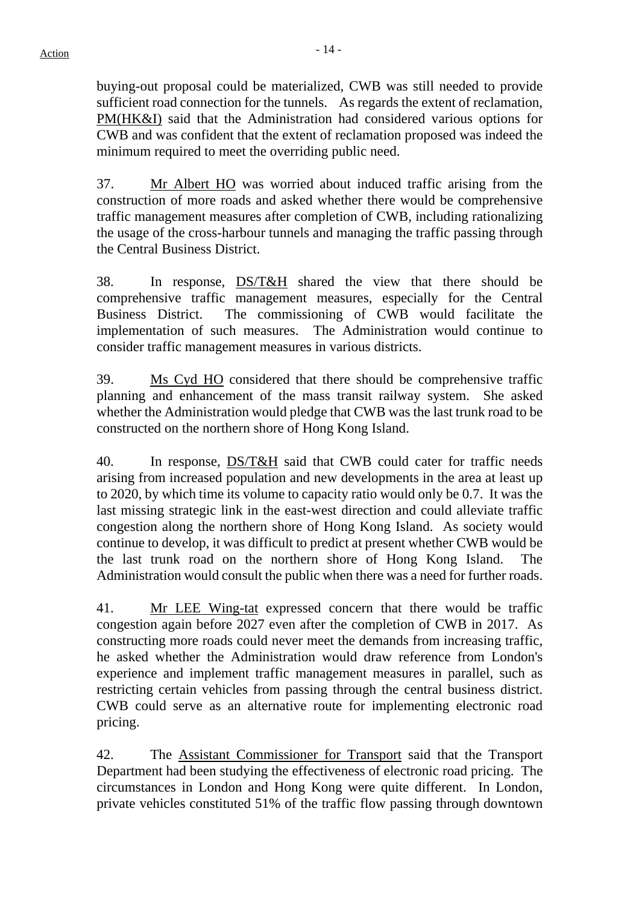buying-out proposal could be materialized, CWB was still needed to provide sufficient road connection for the tunnels. As regards the extent of reclamation, PM(HK&I) said that the Administration had considered various options for CWB and was confident that the extent of reclamation proposed was indeed the minimum required to meet the overriding public need.

37. Mr Albert HO was worried about induced traffic arising from the construction of more roads and asked whether there would be comprehensive traffic management measures after completion of CWB, including rationalizing the usage of the cross-harbour tunnels and managing the traffic passing through the Central Business District.

38. In response, DS/T&H shared the view that there should be comprehensive traffic management measures, especially for the Central Business District. The commissioning of CWB would facilitate the implementation of such measures. The Administration would continue to consider traffic management measures in various districts.

39. Ms Cyd HO considered that there should be comprehensive traffic planning and enhancement of the mass transit railway system. She asked whether the Administration would pledge that CWB was the last trunk road to be constructed on the northern shore of Hong Kong Island.

40. In response, DS/T&H said that CWB could cater for traffic needs arising from increased population and new developments in the area at least up to 2020, by which time its volume to capacity ratio would only be 0.7. It was the last missing strategic link in the east-west direction and could alleviate traffic congestion along the northern shore of Hong Kong Island. As society would continue to develop, it was difficult to predict at present whether CWB would be the last trunk road on the northern shore of Hong Kong Island. The Administration would consult the public when there was a need for further roads.

41. Mr LEE Wing-tat expressed concern that there would be traffic congestion again before 2027 even after the completion of CWB in 2017. As constructing more roads could never meet the demands from increasing traffic, he asked whether the Administration would draw reference from London's experience and implement traffic management measures in parallel, such as restricting certain vehicles from passing through the central business district. CWB could serve as an alternative route for implementing electronic road pricing.

42. The Assistant Commissioner for Transport said that the Transport Department had been studying the effectiveness of electronic road pricing. The circumstances in London and Hong Kong were quite different. In London, private vehicles constituted 51% of the traffic flow passing through downtown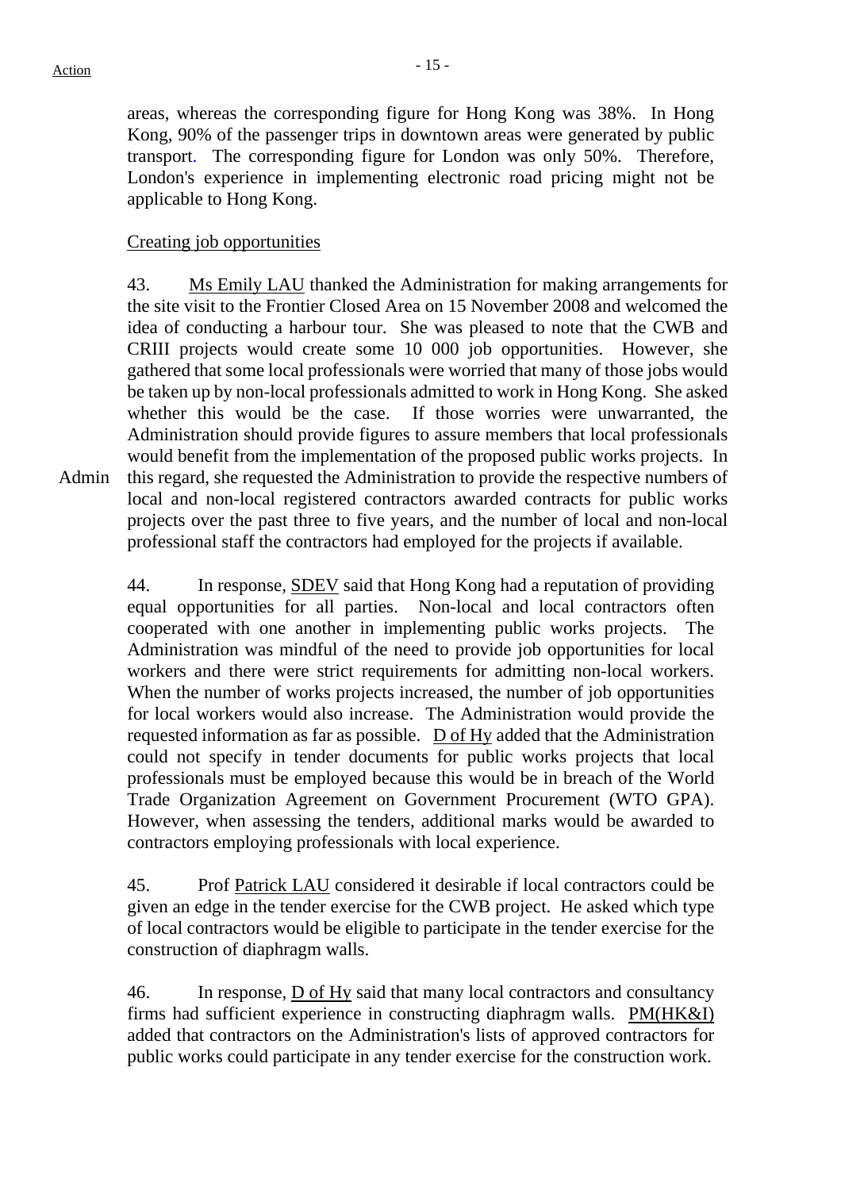areas, whereas the corresponding figure for Hong Kong was 38%. In Hong Kong, 90% of the passenger trips in downtown areas were generated by public transport. The corresponding figure for London was only 50%. Therefore, London's experience in implementing electronic road pricing might not be applicable to Hong Kong.

Creating job opportunities

43. Ms Emily LAU thanked the Administration for making arrangements for the site visit to the Frontier Closed Area on 15 November 2008 and welcomed the idea of conducting a harbour tour. She was pleased to note that the CWB and CRIII projects would create some 10 000 job opportunities. However, she gathered that some local professionals were worried that many of those jobs would be taken up by non-local professionals admitted to work in Hong Kong. She asked whether this would be the case. If those worries were unwarranted, the Administration should provide figures to assure members that local professionals would benefit from the implementation of the proposed public works projects. In this regard, she requested the Administration to provide the respective numbers of local and non-local registered contractors awarded contracts for public works projects over the past three to five years, and the number of local and non-local professional staff the contractors had employed for the projects if available.

Admin

44. In response, SDEV said that Hong Kong had a reputation of providing equal opportunities for all parties. Non-local and local contractors often cooperated with one another in implementing public works projects. The Administration was mindful of the need to provide job opportunities for local workers and there were strict requirements for admitting non-local workers. When the number of works projects increased, the number of job opportunities for local workers would also increase. The Administration would provide the requested information as far as possible. D of Hy added that the Administration could not specify in tender documents for public works projects that local professionals must be employed because this would be in breach of the World Trade Organization Agreement on Government Procurement (WTO GPA). However, when assessing the tenders, additional marks would be awarded to contractors employing professionals with local experience.

45. Prof Patrick LAU considered it desirable if local contractors could be given an edge in the tender exercise for the CWB project. He asked which type of local contractors would be eligible to participate in the tender exercise for the construction of diaphragm walls.

46. In response, D of Hy said that many local contractors and consultancy firms had sufficient experience in constructing diaphragm walls. PM(HK&I) added that contractors on the Administration's lists of approved contractors for public works could participate in any tender exercise for the construction work.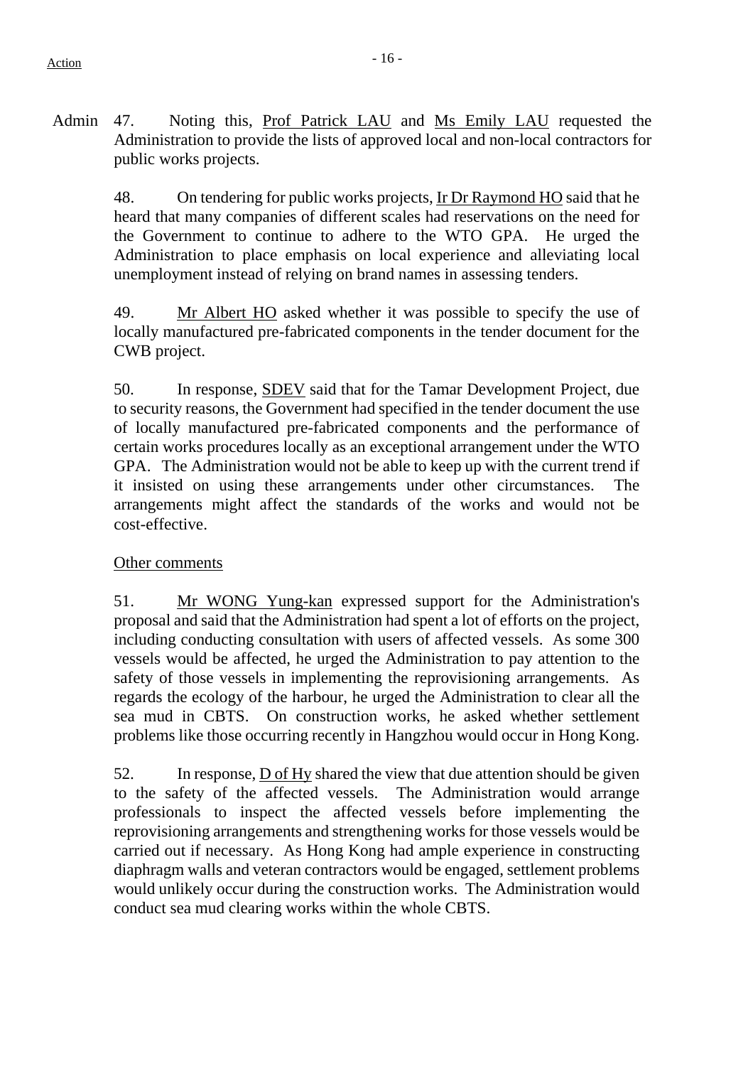Admin 47. Noting this, Prof Patrick LAU and Ms Emily LAU requested the Administration to provide the lists of approved local and non-local contractors for public works projects.

48. On tendering for public works projects, Ir Dr Raymond HO said that he heard that many companies of different scales had reservations on the need for the Government to continue to adhere to the WTO GPA. He urged the Administration to place emphasis on local experience and alleviating local unemployment instead of relying on brand names in assessing tenders.

49. Mr Albert HO asked whether it was possible to specify the use of locally manufactured pre-fabricated components in the tender document for the CWB project.

50. In response, SDEV said that for the Tamar Development Project, due to security reasons, the Government had specified in the tender document the use of locally manufactured pre-fabricated components and the performance of certain works procedures locally as an exceptional arrangement under the WTO GPA. The Administration would not be able to keep up with the current trend if it insisted on using these arrangements under other circumstances. The arrangements might affect the standards of the works and would not be cost-effective.

Other comments

51. Mr WONG Yung-kan expressed support for the Administration's proposal and said that the Administration had spent a lot of efforts on the project, including conducting consultation with users of affected vessels. As some 300 vessels would be affected, he urged the Administration to pay attention to the safety of those vessels in implementing the reprovisioning arrangements. As regards the ecology of the harbour, he urged the Administration to clear all the sea mud in CBTS. On construction works, he asked whether settlement problems like those occurring recently in Hangzhou would occur in Hong Kong.

52. In response, D of Hy shared the view that due attention should be given to the safety of the affected vessels. The Administration would arrange professionals to inspect the affected vessels before implementing the reprovisioning arrangements and strengthening works for those vessels would be carried out if necessary. As Hong Kong had ample experience in constructing diaphragm walls and veteran contractors would be engaged, settlement problems would unlikely occur during the construction works. The Administration would conduct sea mud clearing works within the whole CBTS.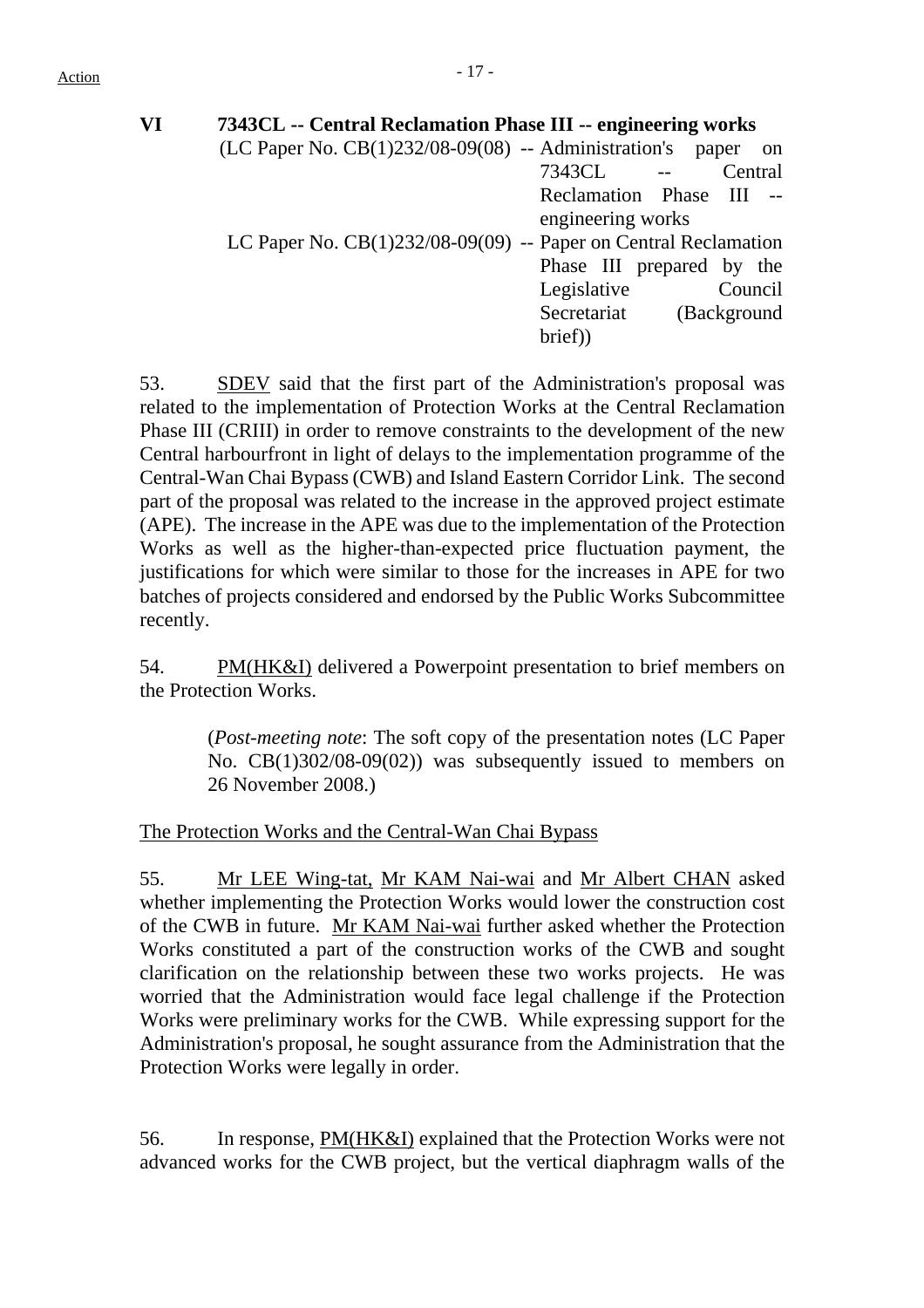**VI 7343CL -- Central Reclamation Phase III -- engineering works**

(LC Paper No. CB(1)232/08-09(08) -- Administration's paper on 7343CL -- Central Reclamation Phase III -- engineering works

LC Paper No. CB(1)232/08-09(09) -- Paper on Central Reclamation Phase III prepared by the Legislative Council Secretariat (Background brief))

53. SDEV said that the first part of the Administration's proposal was related to the implementation of Protection Works at the Central Reclamation Phase III (CRIII) in order to remove constraints to the development of the new Central harbourfront in light of delays to the implementation programme of the Central-Wan Chai Bypass (CWB) and Island Eastern Corridor Link. The second part of the proposal was related to the increase in the approved project estimate (APE). The increase in the APE was due to the implementation of the Protection Works as well as the higher-than-expected price fluctuation payment, the justifications for which were similar to those for the increases in APE for two batches of projects considered and endorsed by the Public Works Subcommittee recently.

54. PM(HK&I) delivered a Powerpoint presentation to brief members on the Protection Works.

> (*Post-meeting note*: The soft copy of the presentation notes (LC Paper No. CB(1)302/08-09(02)) was subsequently issued to members on 26 November 2008.)

The Protection Works and the Central-Wan Chai Bypass

55. Mr LEE Wing-tat, Mr KAM Nai-wai and Mr Albert CHAN asked whether implementing the Protection Works would lower the construction cost of the CWB in future. Mr KAM Nai-wai further asked whether the Protection Works constituted a part of the construction works of the CWB and sought clarification on the relationship between these two works projects. He was worried that the Administration would face legal challenge if the Protection Works were preliminary works for the CWB. While expressing support for the Administration's proposal, he sought assurance from the Administration that the Protection Works were legally in order.

56. In response, PM(HK&I) explained that the Protection Works were not advanced works for the CWB project, but the vertical diaphragm walls of the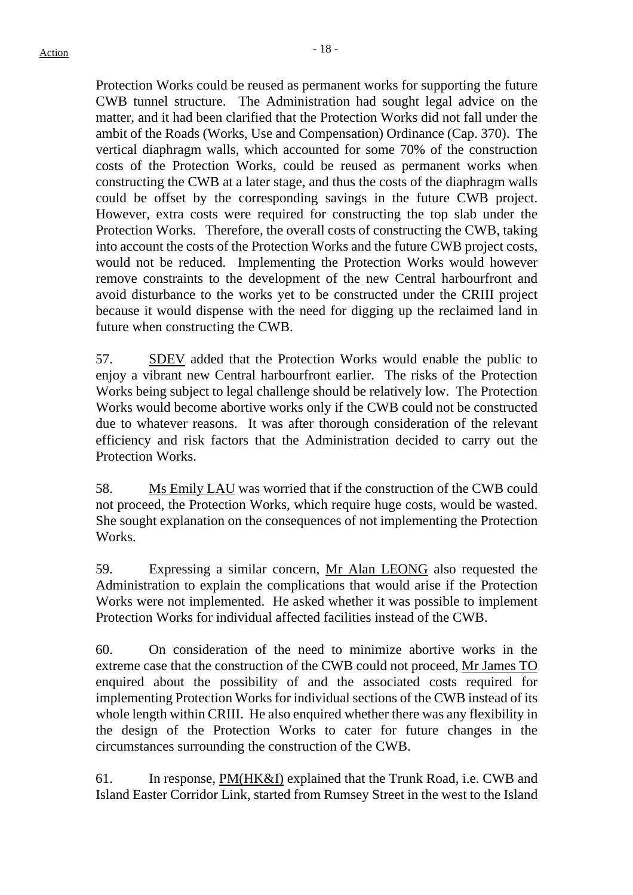Protection Works could be reused as permanent works for supporting the future CWB tunnel structure. The Administration had sought legal advice on the matter, and it had been clarified that the Protection Works did not fall under the ambit of the Roads (Works, Use and Compensation) Ordinance (Cap. 370). The vertical diaphragm walls, which accounted for some 70% of the construction costs of the Protection Works, could be reused as permanent works when constructing the CWB at a later stage, and thus the costs of the diaphragm walls could be offset by the corresponding savings in the future CWB project. However, extra costs were required for constructing the top slab under the Protection Works. Therefore, the overall costs of constructing the CWB, taking into account the costs of the Protection Works and the future CWB project costs, would not be reduced. Implementing the Protection Works would however remove constraints to the development of the new Central harbourfront and avoid disturbance to the works yet to be constructed under the CRIII project because it would dispense with the need for digging up the reclaimed land in future when constructing the CWB.

57. SDEV added that the Protection Works would enable the public to enjoy a vibrant new Central harbourfront earlier. The risks of the Protection Works being subject to legal challenge should be relatively low. The Protection Works would become abortive works only if the CWB could not be constructed due to whatever reasons. It was after thorough consideration of the relevant efficiency and risk factors that the Administration decided to carry out the Protection Works.

58. Ms Emily LAU was worried that if the construction of the CWB could not proceed, the Protection Works, which require huge costs, would be wasted. She sought explanation on the consequences of not implementing the Protection Works.

59. Expressing a similar concern, Mr Alan LEONG also requested the Administration to explain the complications that would arise if the Protection Works were not implemented. He asked whether it was possible to implement Protection Works for individual affected facilities instead of the CWB.

60. On consideration of the need to minimize abortive works in the extreme case that the construction of the CWB could not proceed, Mr James TO enquired about the possibility of and the associated costs required for implementing Protection Works for individual sections of the CWB instead of its whole length within CRIII. He also enquired whether there was any flexibility in the design of the Protection Works to cater for future changes in the circumstances surrounding the construction of the CWB.

61. In response, PM(HK&I) explained that the Trunk Road, i.e. CWB and Island Easter Corridor Link, started from Rumsey Street in the west to the Island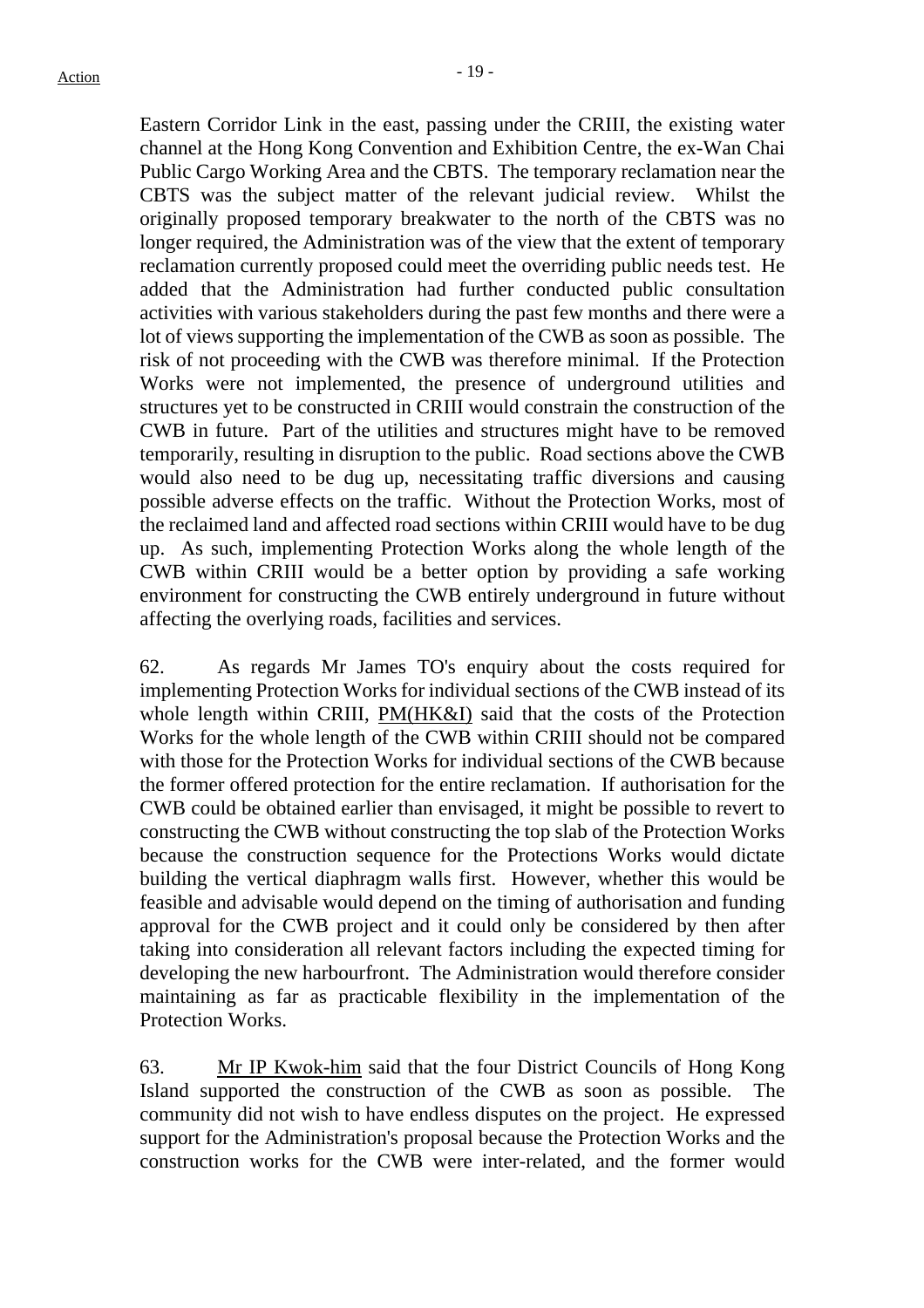Eastern Corridor Link in the east, passing under the CRIII, the existing water channel at the Hong Kong Convention and Exhibition Centre, the ex-Wan Chai Public Cargo Working Area and the CBTS. The temporary reclamation near the CBTS was the subject matter of the relevant judicial review. Whilst the originally proposed temporary breakwater to the north of the CBTS was no longer required, the Administration was of the view that the extent of temporary reclamation currently proposed could meet the overriding public needs test. He added that the Administration had further conducted public consultation activities with various stakeholders during the past few months and there were a lot of views supporting the implementation of the CWB as soon as possible. The risk of not proceeding with the CWB was therefore minimal. If the Protection Works were not implemented, the presence of underground utilities and structures yet to be constructed in CRIII would constrain the construction of the CWB in future. Part of the utilities and structures might have to be removed temporarily, resulting in disruption to the public. Road sections above the CWB would also need to be dug up, necessitating traffic diversions and causing possible adverse effects on the traffic. Without the Protection Works, most of the reclaimed land and affected road sections within CRIII would have to be dug up. As such, implementing Protection Works along the whole length of the CWB within CRIII would be a better option by providing a safe working environment for constructing the CWB entirely underground in future without affecting the overlying roads, facilities and services.

62. As regards Mr James TO's enquiry about the costs required for implementing Protection Works for individual sections of the CWB instead of its whole length within CRIII, PM(HK&I) said that the costs of the Protection Works for the whole length of the CWB within CRIII should not be compared with those for the Protection Works for individual sections of the CWB because the former offered protection for the entire reclamation. If authorisation for the CWB could be obtained earlier than envisaged, it might be possible to revert to constructing the CWB without constructing the top slab of the Protection Works because the construction sequence for the Protections Works would dictate building the vertical diaphragm walls first. However, whether this would be feasible and advisable would depend on the timing of authorisation and funding approval for the CWB project and it could only be considered by then after taking into consideration all relevant factors including the expected timing for developing the new harbourfront. The Administration would therefore consider maintaining as far as practicable flexibility in the implementation of the Protection Works.

63. Mr IP Kwok-him said that the four District Councils of Hong Kong Island supported the construction of the CWB as soon as possible. The community did not wish to have endless disputes on the project. He expressed support for the Administration's proposal because the Protection Works and the construction works for the CWB were inter-related, and the former would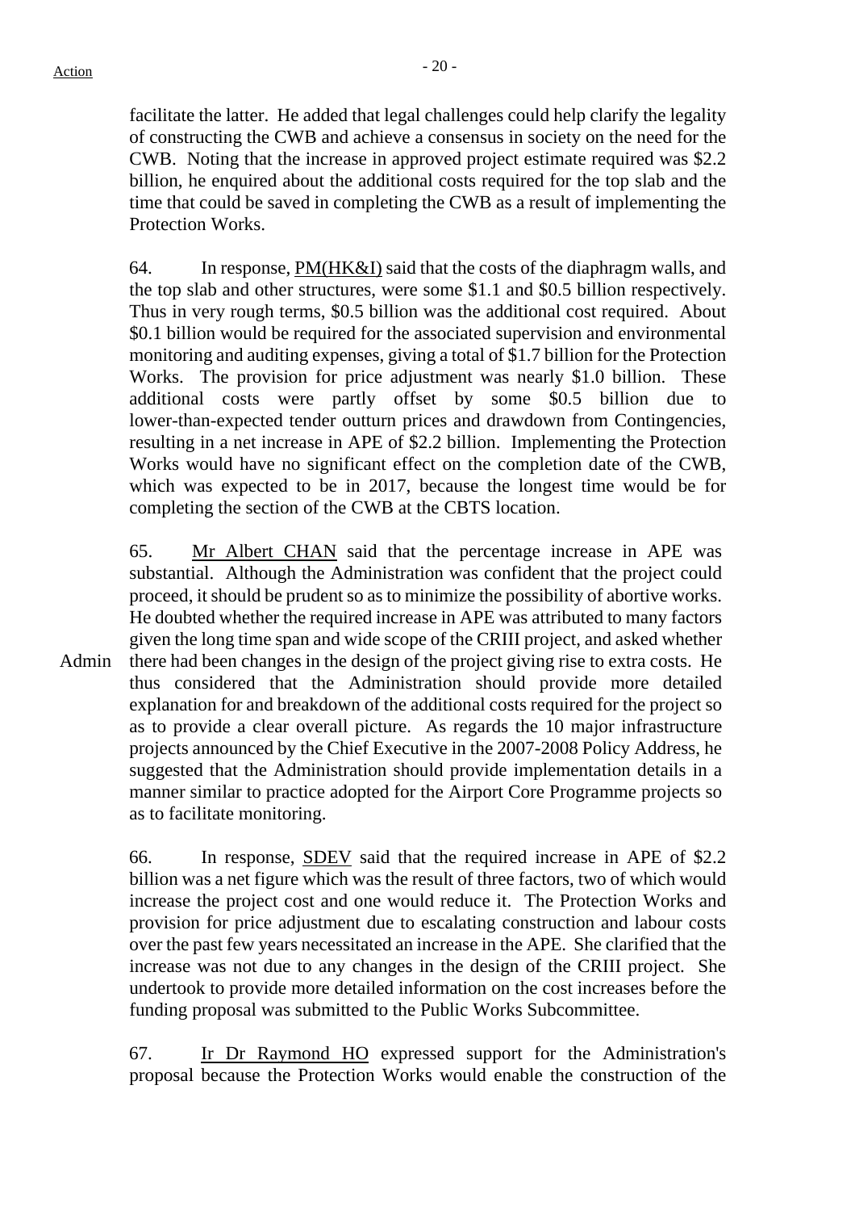facilitate the latter. He added that legal challenges could help clarify the legality of constructing the CWB and achieve a consensus in society on the need for the CWB. Noting that the increase in approved project estimate required was $2.2 billion, he enquired about the additional costs required for the top slab and the time that could be saved in completing the CWB as a result of implementing the Protection Works.

64. In response, PM(HK&I) said that the costs of the diaphragm walls, and the top slab and other structures, were some $1.1 and $0.5 billion respectively. Thus in very rough terms, $0.5 billion was the additional cost required. About $0.1 billion would be required for the associated supervision and environmental monitoring and auditing expenses, giving a total of $1.7 billion for the Protection Works. The provision for price adjustment was nearly $1.0 billion. These additional costs were partly offset by some $0.5 billion due to lower-than-expected tender outturn prices and drawdown from Contingencies, resulting in a net increase in APE of $2.2 billion. Implementing the Protection Works would have no significant effect on the completion date of the CWB, which was expected to be in 2017, because the longest time would be for completing the section of the CWB at the CBTS location.

65. Mr Albert CHAN said that the percentage increase in APE was substantial. Although the Administration was confident that the project could proceed, it should be prudent so as to minimize the possibility of abortive works. He doubted whether the required increase in APE was attributed to many factors given the long time span and wide scope of the CRIII project, and asked whether there had been changes in the design of the project giving rise to extra costs. He thus considered that the Administration should provide more detailed explanation for and breakdown of the additional costs required for the project so as to provide a clear overall picture. As regards the 10 major infrastructure projects announced by the Chief Executive in the 2007-2008 Policy Address, he suggested that the Administration should provide implementation details in a manner similar to practice adopted for the Airport Core Programme projects so as to facilitate monitoring.

Admin

66. In response, SDEV said that the required increase in APE of $2.2 billion was a net figure which was the result of three factors, two of which would increase the project cost and one would reduce it. The Protection Works and provision for price adjustment due to escalating construction and labour costs over the past few years necessitated an increase in the APE. She clarified that the increase was not due to any changes in the design of the CRIII project. She undertook to provide more detailed information on the cost increases before the funding proposal was submitted to the Public Works Subcommittee.

67. Ir Dr Raymond HO expressed support for the Administration's proposal because the Protection Works would enable the construction of the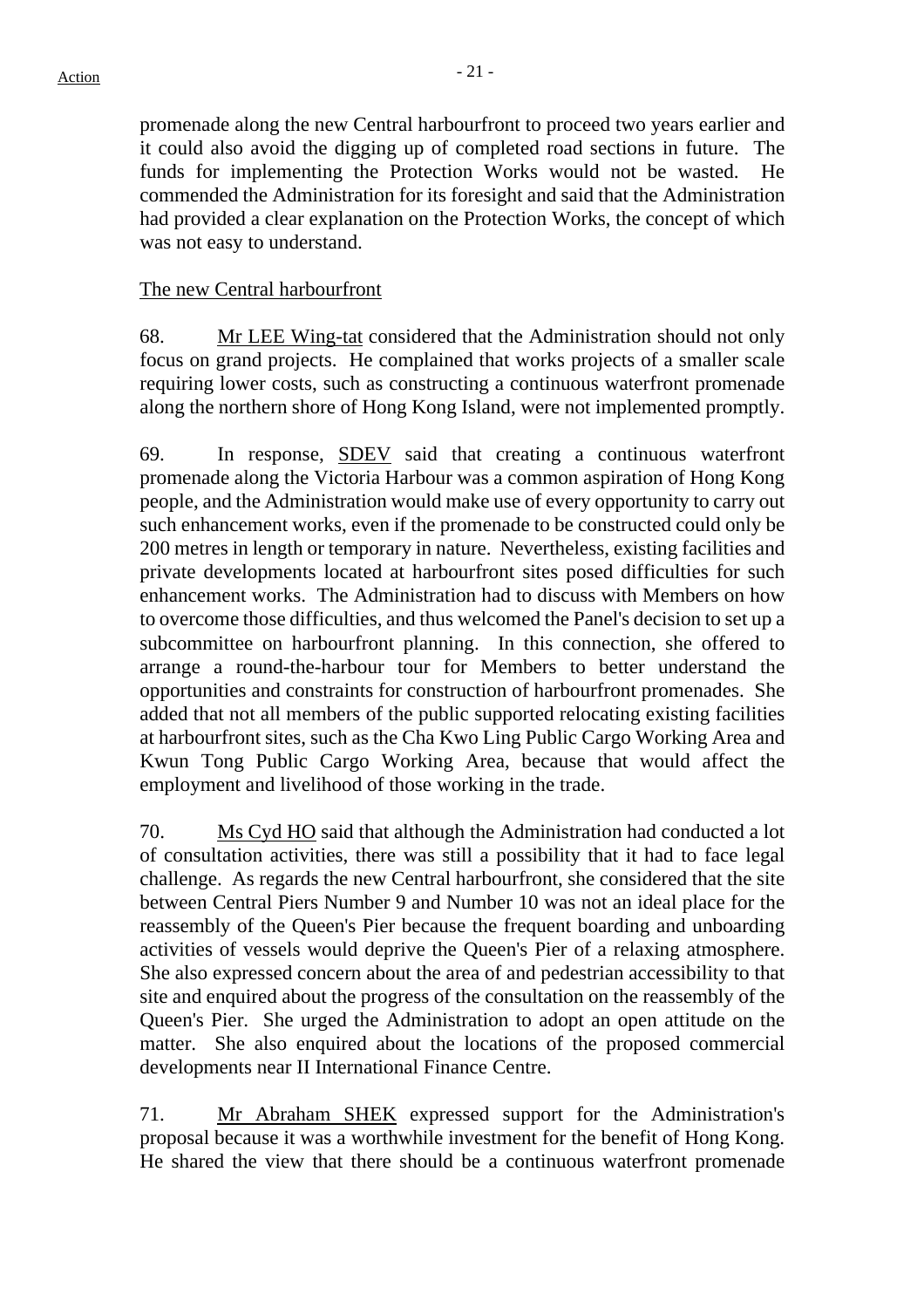promenade along the new Central harbourfront to proceed two years earlier and it could also avoid the digging up of completed road sections in future. The funds for implementing the Protection Works would not be wasted. He commended the Administration for its foresight and said that the Administration had provided a clear explanation on the Protection Works, the concept of which was not easy to understand.

The new Central harbourfront

68. Mr LEE Wing-tat considered that the Administration should not only focus on grand projects. He complained that works projects of a smaller scale requiring lower costs, such as constructing a continuous waterfront promenade along the northern shore of Hong Kong Island, were not implemented promptly.

69. In response, SDEV said that creating a continuous waterfront promenade along the Victoria Harbour was a common aspiration of Hong Kong people, and the Administration would make use of every opportunity to carry out such enhancement works, even if the promenade to be constructed could only be 200 metres in length or temporary in nature. Nevertheless, existing facilities and private developments located at harbourfront sites posed difficulties for such enhancement works. The Administration had to discuss with Members on how to overcome those difficulties, and thus welcomed the Panel's decision to set up a subcommittee on harbourfront planning. In this connection, she offered to arrange a round-the-harbour tour for Members to better understand the opportunities and constraints for construction of harbourfront promenades. She added that not all members of the public supported relocating existing facilities at harbourfront sites, such as the Cha Kwo Ling Public Cargo Working Area and Kwun Tong Public Cargo Working Area, because that would affect the employment and livelihood of those working in the trade.

70. Ms Cyd HO said that although the Administration had conducted a lot of consultation activities, there was still a possibility that it had to face legal challenge. As regards the new Central harbourfront, she considered that the site between Central Piers Number 9 and Number 10 was not an ideal place for the reassembly of the Queen's Pier because the frequent boarding and unboarding activities of vessels would deprive the Queen's Pier of a relaxing atmosphere. She also expressed concern about the area of and pedestrian accessibility to that site and enquired about the progress of the consultation on the reassembly of the Queen's Pier. She urged the Administration to adopt an open attitude on the matter. She also enquired about the locations of the proposed commercial developments near II International Finance Centre.

71. Mr Abraham SHEK expressed support for the Administration's proposal because it was a worthwhile investment for the benefit of Hong Kong. He shared the view that there should be a continuous waterfront promenade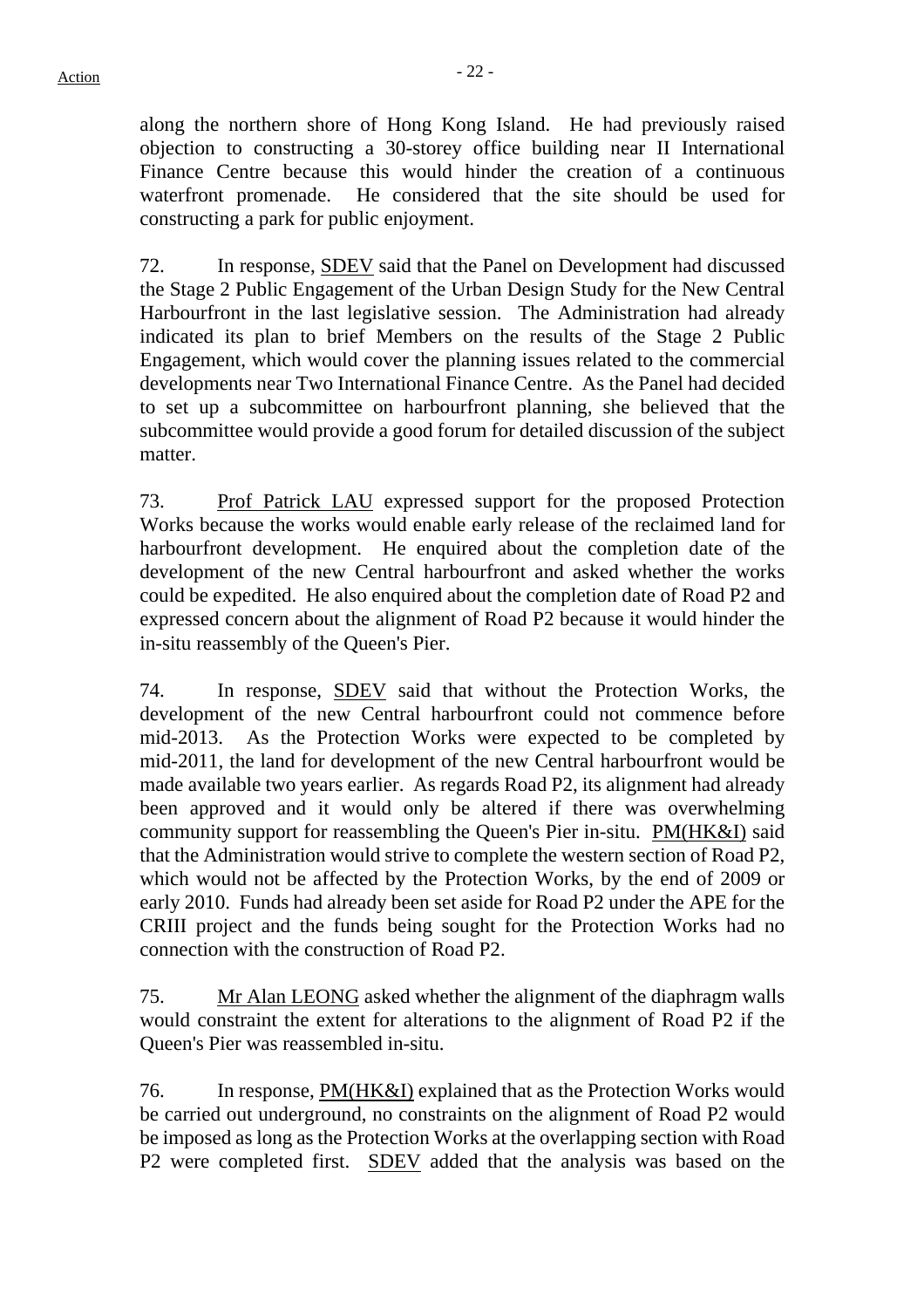along the northern shore of Hong Kong Island. He had previously raised objection to constructing a 30-storey office building near II International Finance Centre because this would hinder the creation of a continuous waterfront promenade. He considered that the site should be used for constructing a park for public enjoyment.

72. In response, SDEV said that the Panel on Development had discussed the Stage 2 Public Engagement of the Urban Design Study for the New Central Harbourfront in the last legislative session. The Administration had already indicated its plan to brief Members on the results of the Stage 2 Public Engagement, which would cover the planning issues related to the commercial developments near Two International Finance Centre. As the Panel had decided to set up a subcommittee on harbourfront planning, she believed that the subcommittee would provide a good forum for detailed discussion of the subject matter.

73. Prof Patrick LAU expressed support for the proposed Protection Works because the works would enable early release of the reclaimed land for harbourfront development. He enquired about the completion date of the development of the new Central harbourfront and asked whether the works could be expedited. He also enquired about the completion date of Road P2 and expressed concern about the alignment of Road P2 because it would hinder the in-situ reassembly of the Queen's Pier.

74. In response, SDEV said that without the Protection Works, the development of the new Central harbourfront could not commence before mid-2013. As the Protection Works were expected to be completed by mid-2011, the land for development of the new Central harbourfront would be made available two years earlier. As regards Road P2, its alignment had already been approved and it would only be altered if there was overwhelming community support for reassembling the Queen's Pier in-situ. PM(HK&I) said that the Administration would strive to complete the western section of Road P2, which would not be affected by the Protection Works, by the end of 2009 or early 2010. Funds had already been set aside for Road P2 under the APE for the CRIII project and the funds being sought for the Protection Works had no connection with the construction of Road P2.

75. Mr Alan LEONG asked whether the alignment of the diaphragm walls would constraint the extent for alterations to the alignment of Road P2 if the Queen's Pier was reassembled in-situ.

76. In response, PM(HK&I) explained that as the Protection Works would be carried out underground, no constraints on the alignment of Road P2 would be imposed as long as the Protection Works at the overlapping section with Road P2 were completed first. SDEV added that the analysis was based on the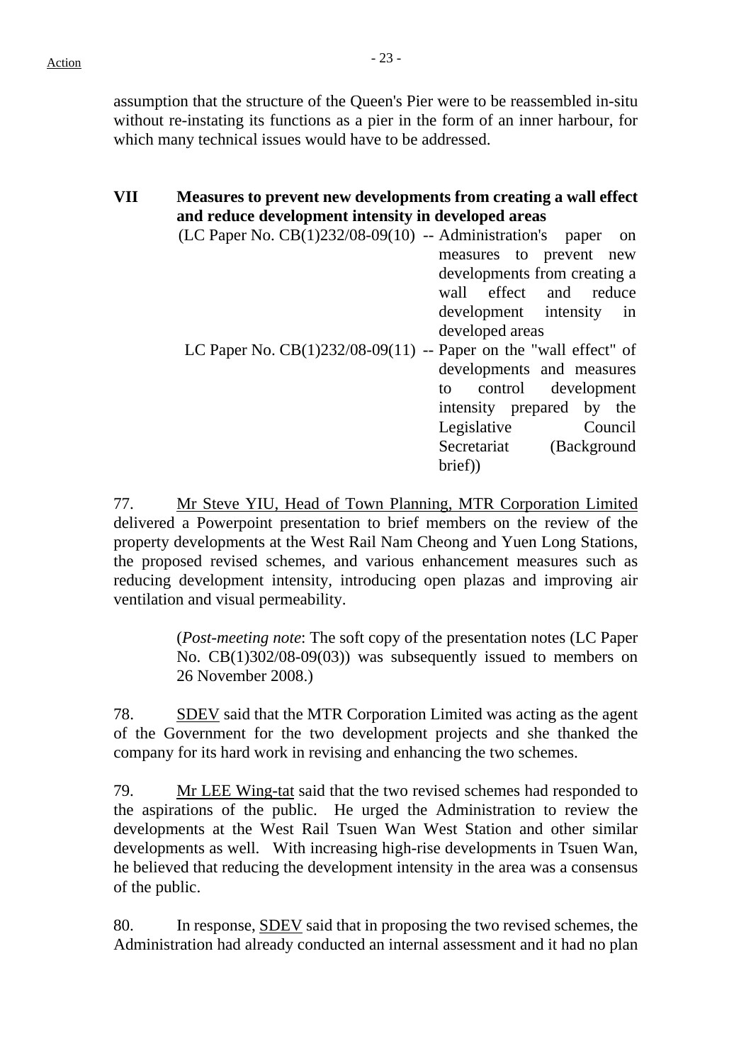assumption that the structure of the Queen's Pier were to be reassembled in-situ without re-instating its functions as a pier in the form of an inner harbour, for which many technical issues would have to be addressed.

**VII Measures to prevent new developments from creating a wall effect and reduce development intensity in developed areas**

(LC Paper No. CB(1)232/08-09(10) -- Administration's paper on measures to prevent new developments from creating a wall effect and reduce development intensity in developed areas

LC Paper No. CB(1)232/08-09(11) -- Paper on the "wall effect" of developments and measures to control development intensity prepared by the Legislative Council Secretariat (Background brief))

77. Mr Steve YIU, Head of Town Planning, MTR Corporation Limited delivered a Powerpoint presentation to brief members on the review of the property developments at the West Rail Nam Cheong and Yuen Long Stations, the proposed revised schemes, and various enhancement measures such as reducing development intensity, introducing open plazas and improving air ventilation and visual permeability.

> (*Post-meeting note*: The soft copy of the presentation notes (LC Paper No. CB(1)302/08-09(03)) was subsequently issued to members on 26 November 2008.)

78. SDEV said that the MTR Corporation Limited was acting as the agent of the Government for the two development projects and she thanked the company for its hard work in revising and enhancing the two schemes.

79. Mr LEE Wing-tat said that the two revised schemes had responded to the aspirations of the public. He urged the Administration to review the developments at the West Rail Tsuen Wan West Station and other similar developments as well. With increasing high-rise developments in Tsuen Wan, he believed that reducing the development intensity in the area was a consensus of the public.

80. In response, SDEV said that in proposing the two revised schemes, the Administration had already conducted an internal assessment and it had no plan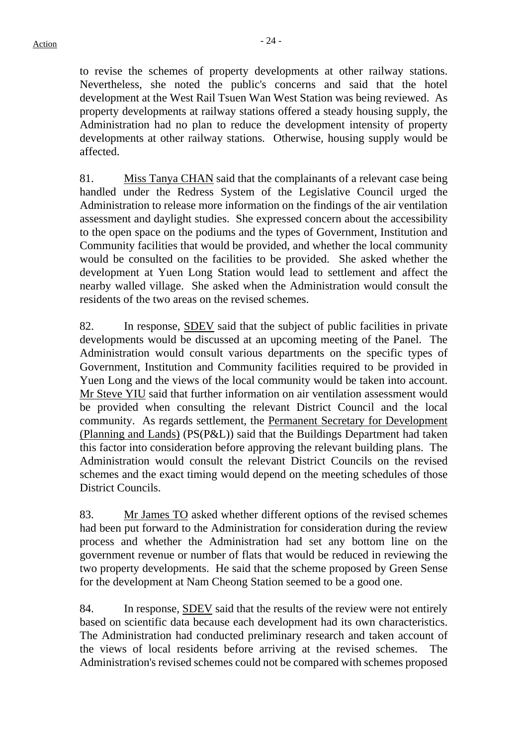to revise the schemes of property developments at other railway stations. Nevertheless, she noted the public's concerns and said that the hotel development at the West Rail Tsuen Wan West Station was being reviewed. As property developments at railway stations offered a steady housing supply, the Administration had no plan to reduce the development intensity of property developments at other railway stations. Otherwise, housing supply would be affected.

81. Miss Tanya CHAN said that the complainants of a relevant case being handled under the Redress System of the Legislative Council urged the Administration to release more information on the findings of the air ventilation assessment and daylight studies. She expressed concern about the accessibility to the open space on the podiums and the types of Government, Institution and Community facilities that would be provided, and whether the local community would be consulted on the facilities to be provided. She asked whether the development at Yuen Long Station would lead to settlement and affect the nearby walled village. She asked when the Administration would consult the residents of the two areas on the revised schemes.

82. In response, SDEV said that the subject of public facilities in private developments would be discussed at an upcoming meeting of the Panel. The Administration would consult various departments on the specific types of Government, Institution and Community facilities required to be provided in Yuen Long and the views of the local community would be taken into account. Mr Steve YIU said that further information on air ventilation assessment would be provided when consulting the relevant District Council and the local community. As regards settlement, the Permanent Secretary for Development (Planning and Lands) (PS(P&L)) said that the Buildings Department had taken this factor into consideration before approving the relevant building plans. The Administration would consult the relevant District Councils on the revised schemes and the exact timing would depend on the meeting schedules of those District Councils.

83. Mr James TO asked whether different options of the revised schemes had been put forward to the Administration for consideration during the review process and whether the Administration had set any bottom line on the government revenue or number of flats that would be reduced in reviewing the two property developments. He said that the scheme proposed by Green Sense for the development at Nam Cheong Station seemed to be a good one.

84. In response, SDEV said that the results of the review were not entirely based on scientific data because each development had its own characteristics. The Administration had conducted preliminary research and taken account of the views of local residents before arriving at the revised schemes. The Administration's revised schemes could not be compared with schemes proposed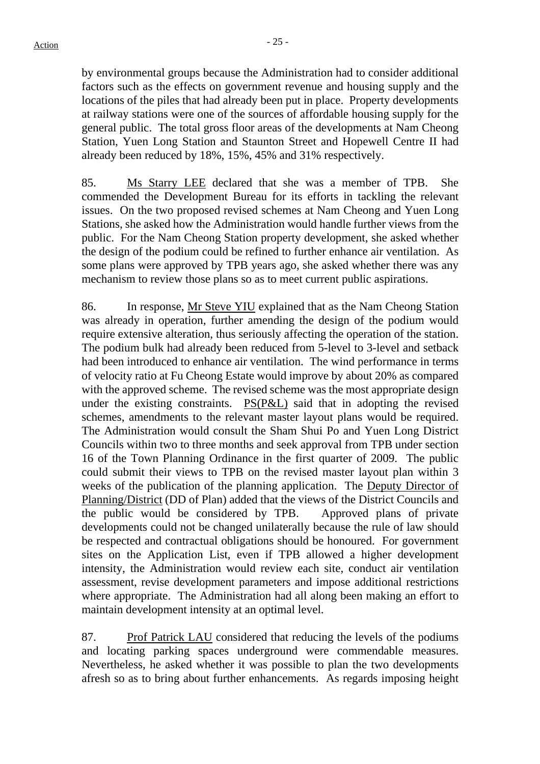by environmental groups because the Administration had to consider additional factors such as the effects on government revenue and housing supply and the locations of the piles that had already been put in place. Property developments at railway stations were one of the sources of affordable housing supply for the general public. The total gross floor areas of the developments at Nam Cheong Station, Yuen Long Station and Staunton Street and Hopewell Centre II had already been reduced by 18%, 15%, 45% and 31% respectively.

85. Ms Starry LEE declared that she was a member of TPB. She commended the Development Bureau for its efforts in tackling the relevant issues. On the two proposed revised schemes at Nam Cheong and Yuen Long Stations, she asked how the Administration would handle further views from the public. For the Nam Cheong Station property development, she asked whether the design of the podium could be refined to further enhance air ventilation. As some plans were approved by TPB years ago, she asked whether there was any mechanism to review those plans so as to meet current public aspirations.

86. In response, Mr Steve YIU explained that as the Nam Cheong Station was already in operation, further amending the design of the podium would require extensive alteration, thus seriously affecting the operation of the station. The podium bulk had already been reduced from 5-level to 3-level and setback had been introduced to enhance air ventilation. The wind performance in terms of velocity ratio at Fu Cheong Estate would improve by about 20% as compared with the approved scheme. The revised scheme was the most appropriate design under the existing constraints. PS(P&L) said that in adopting the revised schemes, amendments to the relevant master layout plans would be required. The Administration would consult the Sham Shui Po and Yuen Long District Councils within two to three months and seek approval from TPB under section 16 of the Town Planning Ordinance in the first quarter of 2009. The public could submit their views to TPB on the revised master layout plan within 3 weeks of the publication of the planning application. The Deputy Director of Planning/District (DD of Plan) added that the views of the District Councils and the public would be considered by TPB. Approved plans of private developments could not be changed unilaterally because the rule of law should be respected and contractual obligations should be honoured. For government sites on the Application List, even if TPB allowed a higher development intensity, the Administration would review each site, conduct air ventilation assessment, revise development parameters and impose additional restrictions where appropriate. The Administration had all along been making an effort to maintain development intensity at an optimal level.

87. Prof Patrick LAU considered that reducing the levels of the podiums and locating parking spaces underground were commendable measures. Nevertheless, he asked whether it was possible to plan the two developments afresh so as to bring about further enhancements. As regards imposing height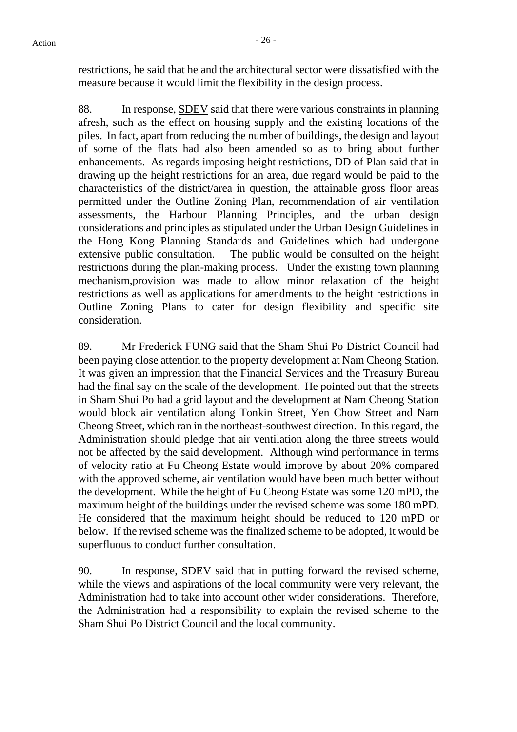restrictions, he said that he and the architectural sector were dissatisfied with the measure because it would limit the flexibility in the design process.

88. In response, SDEV said that there were various constraints in planning afresh, such as the effect on housing supply and the existing locations of the piles. In fact, apart from reducing the number of buildings, the design and layout of some of the flats had also been amended so as to bring about further enhancements. As regards imposing height restrictions, DD of Plan said that in drawing up the height restrictions for an area, due regard would be paid to the characteristics of the district/area in question, the attainable gross floor areas permitted under the Outline Zoning Plan, recommendation of air ventilation assessments, the Harbour Planning Principles, and the urban design considerations and principles as stipulated under the Urban Design Guidelines in the Hong Kong Planning Standards and Guidelines which had undergone extensive public consultation. The public would be consulted on the height restrictions during the plan-making process. Under the existing town planning mechanism,provision was made to allow minor relaxation of the height restrictions as well as applications for amendments to the height restrictions in Outline Zoning Plans to cater for design flexibility and specific site consideration.

89. Mr Frederick FUNG said that the Sham Shui Po District Council had been paying close attention to the property development at Nam Cheong Station. It was given an impression that the Financial Services and the Treasury Bureau had the final say on the scale of the development. He pointed out that the streets in Sham Shui Po had a grid layout and the development at Nam Cheong Station would block air ventilation along Tonkin Street, Yen Chow Street and Nam Cheong Street, which ran in the northeast-southwest direction. In this regard, the Administration should pledge that air ventilation along the three streets would not be affected by the said development. Although wind performance in terms of velocity ratio at Fu Cheong Estate would improve by about 20% compared with the approved scheme, air ventilation would have been much better without the development. While the height of Fu Cheong Estate was some 120 mPD, the maximum height of the buildings under the revised scheme was some 180 mPD. He considered that the maximum height should be reduced to 120 mPD or below. If the revised scheme was the finalized scheme to be adopted, it would be superfluous to conduct further consultation.

90. In response, SDEV said that in putting forward the revised scheme, while the views and aspirations of the local community were very relevant, the Administration had to take into account other wider considerations. Therefore, the Administration had a responsibility to explain the revised scheme to the Sham Shui Po District Council and the local community.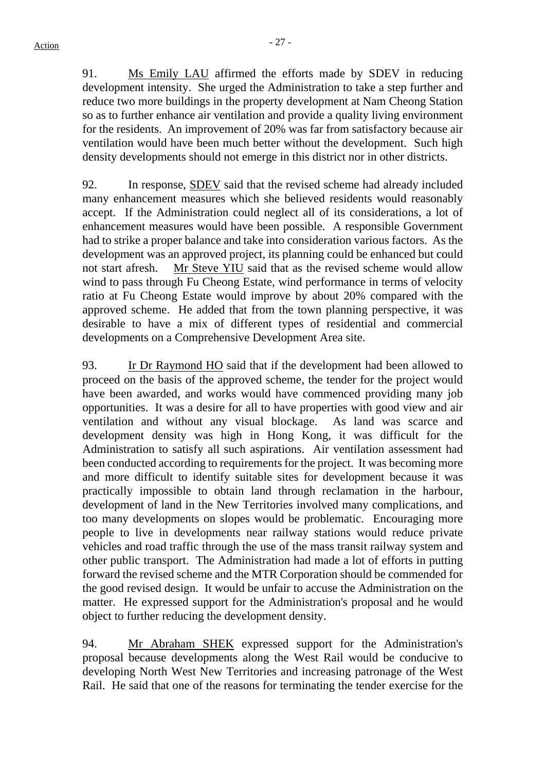91. Ms Emily LAU affirmed the efforts made by SDEV in reducing development intensity. She urged the Administration to take a step further and reduce two more buildings in the property development at Nam Cheong Station so as to further enhance air ventilation and provide a quality living environment for the residents. An improvement of 20% was far from satisfactory because air ventilation would have been much better without the development. Such high density developments should not emerge in this district nor in other districts.

92. In response, SDEV said that the revised scheme had already included many enhancement measures which she believed residents would reasonably accept. If the Administration could neglect all of its considerations, a lot of enhancement measures would have been possible. A responsible Government had to strike a proper balance and take into consideration various factors. As the development was an approved project, its planning could be enhanced but could not start afresh. Mr Steve YIU said that as the revised scheme would allow wind to pass through Fu Cheong Estate, wind performance in terms of velocity ratio at Fu Cheong Estate would improve by about 20% compared with the approved scheme. He added that from the town planning perspective, it was desirable to have a mix of different types of residential and commercial developments on a Comprehensive Development Area site.

93. Ir Dr Raymond HO said that if the development had been allowed to proceed on the basis of the approved scheme, the tender for the project would have been awarded, and works would have commenced providing many job opportunities. It was a desire for all to have properties with good view and air ventilation and without any visual blockage. As land was scarce and development density was high in Hong Kong, it was difficult for the Administration to satisfy all such aspirations. Air ventilation assessment had been conducted according to requirements for the project. It was becoming more and more difficult to identify suitable sites for development because it was practically impossible to obtain land through reclamation in the harbour, development of land in the New Territories involved many complications, and too many developments on slopes would be problematic. Encouraging more people to live in developments near railway stations would reduce private vehicles and road traffic through the use of the mass transit railway system and other public transport. The Administration had made a lot of efforts in putting forward the revised scheme and the MTR Corporation should be commended for the good revised design. It would be unfair to accuse the Administration on the matter. He expressed support for the Administration's proposal and he would object to further reducing the development density.

94. Mr Abraham SHEK expressed support for the Administration's proposal because developments along the West Rail would be conducive to developing North West New Territories and increasing patronage of the West Rail. He said that one of the reasons for terminating the tender exercise for the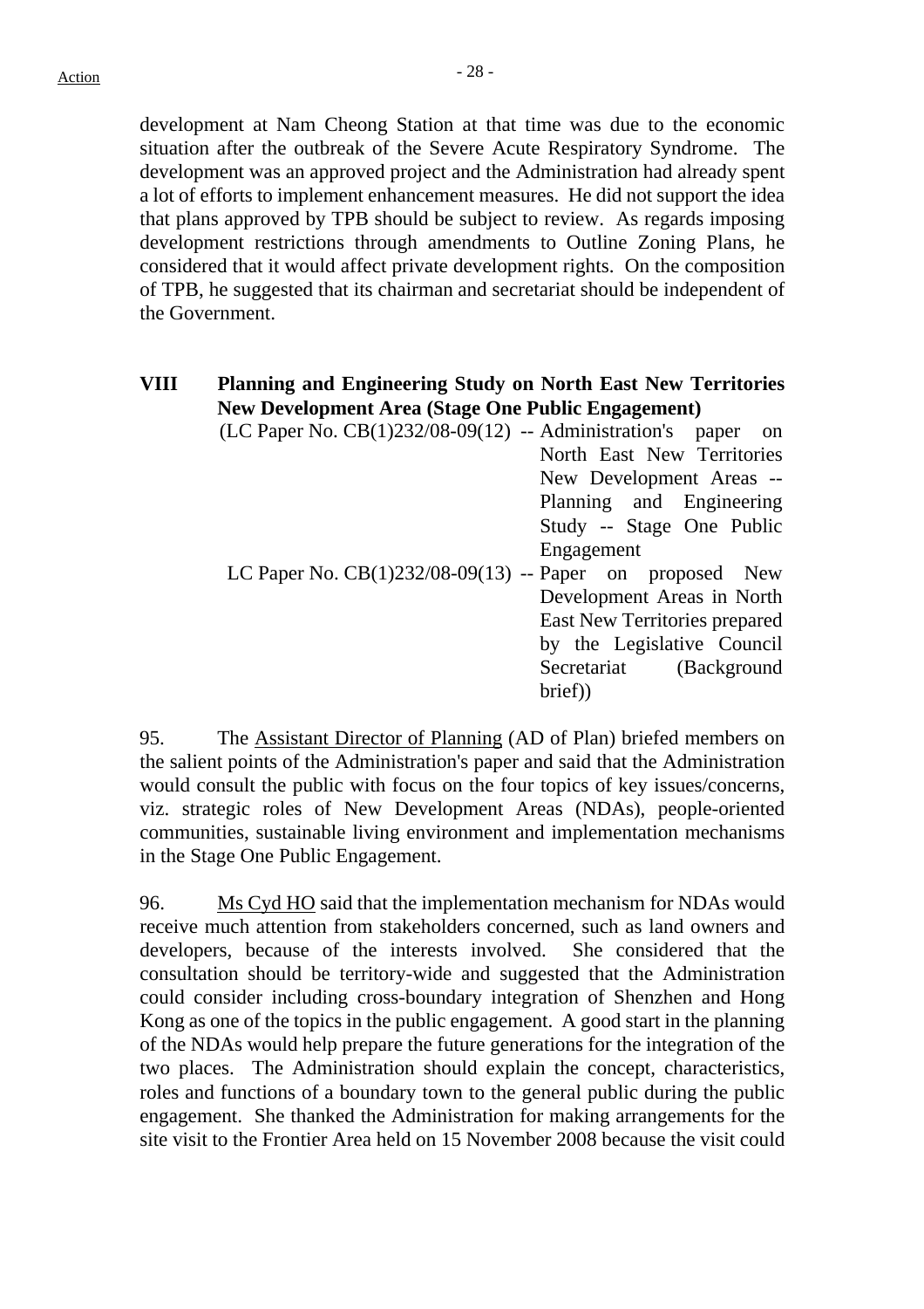development at Nam Cheong Station at that time was due to the economic situation after the outbreak of the Severe Acute Respiratory Syndrome. The development was an approved project and the Administration had already spent a lot of efforts to implement enhancement measures. He did not support the idea that plans approved by TPB should be subject to review. As regards imposing development restrictions through amendments to Outline Zoning Plans, he considered that it would affect private development rights. On the composition of TPB, he suggested that its chairman and secretariat should be independent of the Government.

## VIII Planning and Engineering Study on North East New Territories New Development Area (Stage One Public Engagement)

(LC Paper No. CB(1)232/08-09(12) -- Administration's paper on North East New Territories New Development Areas -- Planning and Engineering Study -- Stage One Public Engagement

LC Paper No. CB(1)232/08-09(13) -- Paper on proposed New Development Areas in North East New Territories prepared by the Legislative Council Secretariat (Background brief))

95. The Assistant Director of Planning (AD of Plan) briefed members on the salient points of the Administration's paper and said that the Administration would consult the public with focus on the four topics of key issues/concerns, viz. strategic roles of New Development Areas (NDAs), people-oriented communities, sustainable living environment and implementation mechanisms in the Stage One Public Engagement.

96. Ms Cyd HO said that the implementation mechanism for NDAs would receive much attention from stakeholders concerned, such as land owners and developers, because of the interests involved. She considered that the consultation should be territory-wide and suggested that the Administration could consider including cross-boundary integration of Shenzhen and Hong Kong as one of the topics in the public engagement. A good start in the planning of the NDAs would help prepare the future generations for the integration of the two places. The Administration should explain the concept, characteristics, roles and functions of a boundary town to the general public during the public engagement. She thanked the Administration for making arrangements for the site visit to the Frontier Area held on 15 November 2008 because the visit could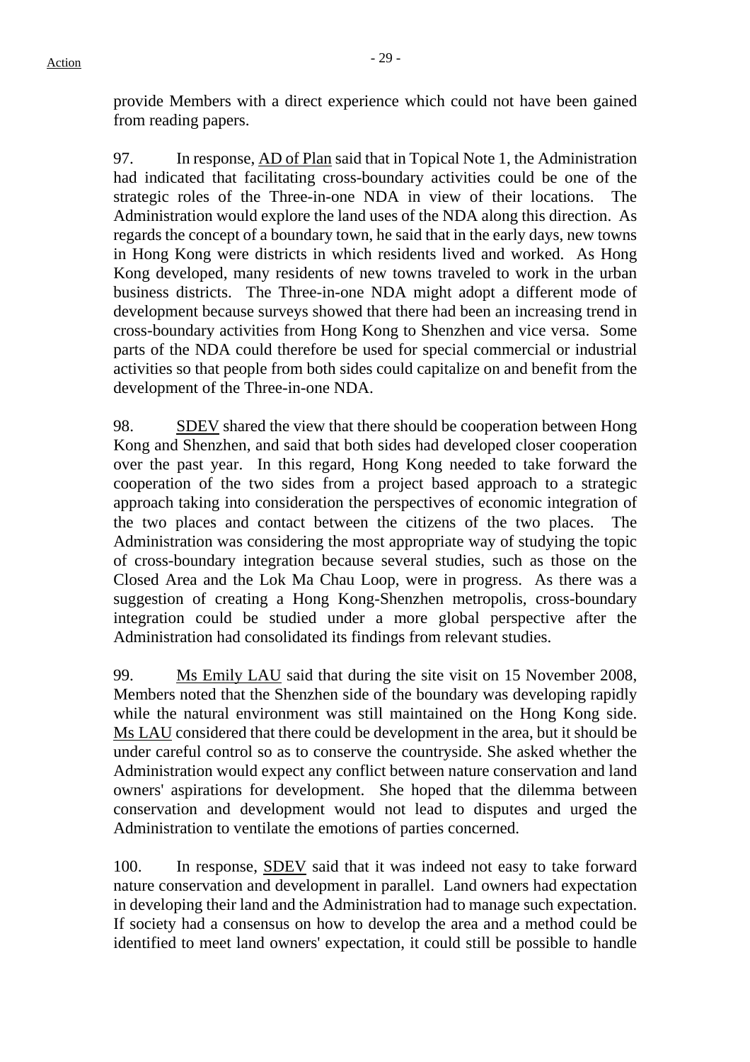provide Members with a direct experience which could not have been gained from reading papers.

97. In response, AD of Plan said that in Topical Note 1, the Administration had indicated that facilitating cross-boundary activities could be one of the strategic roles of the Three-in-one NDA in view of their locations. The Administration would explore the land uses of the NDA along this direction. As regards the concept of a boundary town, he said that in the early days, new towns in Hong Kong were districts in which residents lived and worked. As Hong Kong developed, many residents of new towns traveled to work in the urban business districts. The Three-in-one NDA might adopt a different mode of development because surveys showed that there had been an increasing trend in cross-boundary activities from Hong Kong to Shenzhen and vice versa. Some parts of the NDA could therefore be used for special commercial or industrial activities so that people from both sides could capitalize on and benefit from the development of the Three-in-one NDA.

98. SDEV shared the view that there should be cooperation between Hong Kong and Shenzhen, and said that both sides had developed closer cooperation over the past year. In this regard, Hong Kong needed to take forward the cooperation of the two sides from a project based approach to a strategic approach taking into consideration the perspectives of economic integration of the two places and contact between the citizens of the two places. The Administration was considering the most appropriate way of studying the topic of cross-boundary integration because several studies, such as those on the Closed Area and the Lok Ma Chau Loop, were in progress. As there was a suggestion of creating a Hong Kong-Shenzhen metropolis, cross-boundary integration could be studied under a more global perspective after the Administration had consolidated its findings from relevant studies.

99. Ms Emily LAU said that during the site visit on 15 November 2008, Members noted that the Shenzhen side of the boundary was developing rapidly while the natural environment was still maintained on the Hong Kong side. Ms LAU considered that there could be development in the area, but it should be under careful control so as to conserve the countryside. She asked whether the Administration would expect any conflict between nature conservation and land owners' aspirations for development. She hoped that the dilemma between conservation and development would not lead to disputes and urged the Administration to ventilate the emotions of parties concerned.

100. In response, SDEV said that it was indeed not easy to take forward nature conservation and development in parallel. Land owners had expectation in developing their land and the Administration had to manage such expectation. If society had a consensus on how to develop the area and a method could be identified to meet land owners' expectation, it could still be possible to handle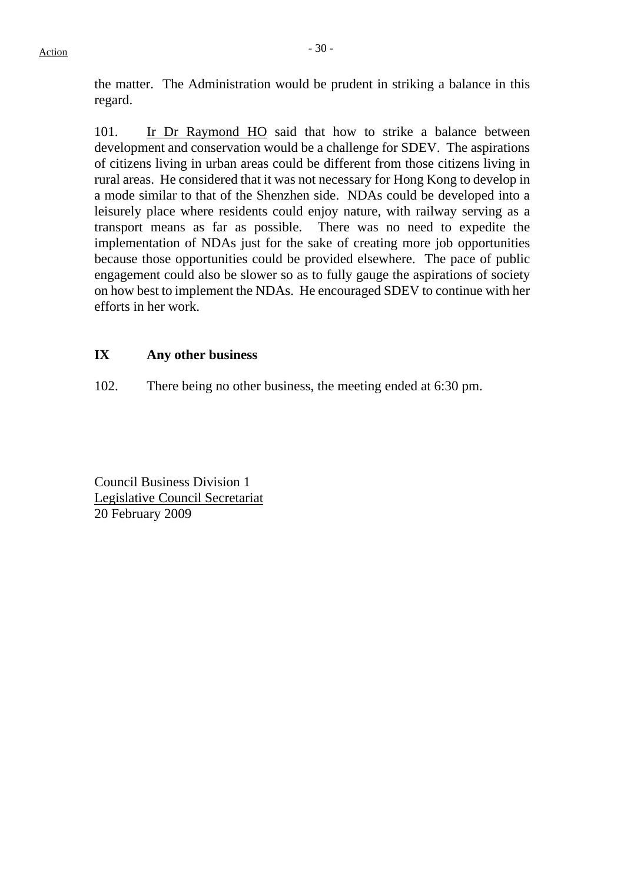the matter. The Administration would be prudent in striking a balance in this regard.

101. Ir Dr Raymond HO said that how to strike a balance between development and conservation would be a challenge for SDEV. The aspirations of citizens living in urban areas could be different from those citizens living in rural areas. He considered that it was not necessary for Hong Kong to develop in a mode similar to that of the Shenzhen side. NDAs could be developed into a leisurely place where residents could enjoy nature, with railway serving as a transport means as far as possible. There was no need to expedite the implementation of NDAs just for the sake of creating more job opportunities because those opportunities could be provided elsewhere. The pace of public engagement could also be slower so as to fully gauge the aspirations of society on how best to implement the NDAs. He encouraged SDEV to continue with her efforts in her work.

## IX Any other business

102. There being no other business, the meeting ended at 6:30 pm.

Council Business Division 1
Legislative Council Secretariat
20 February 2009